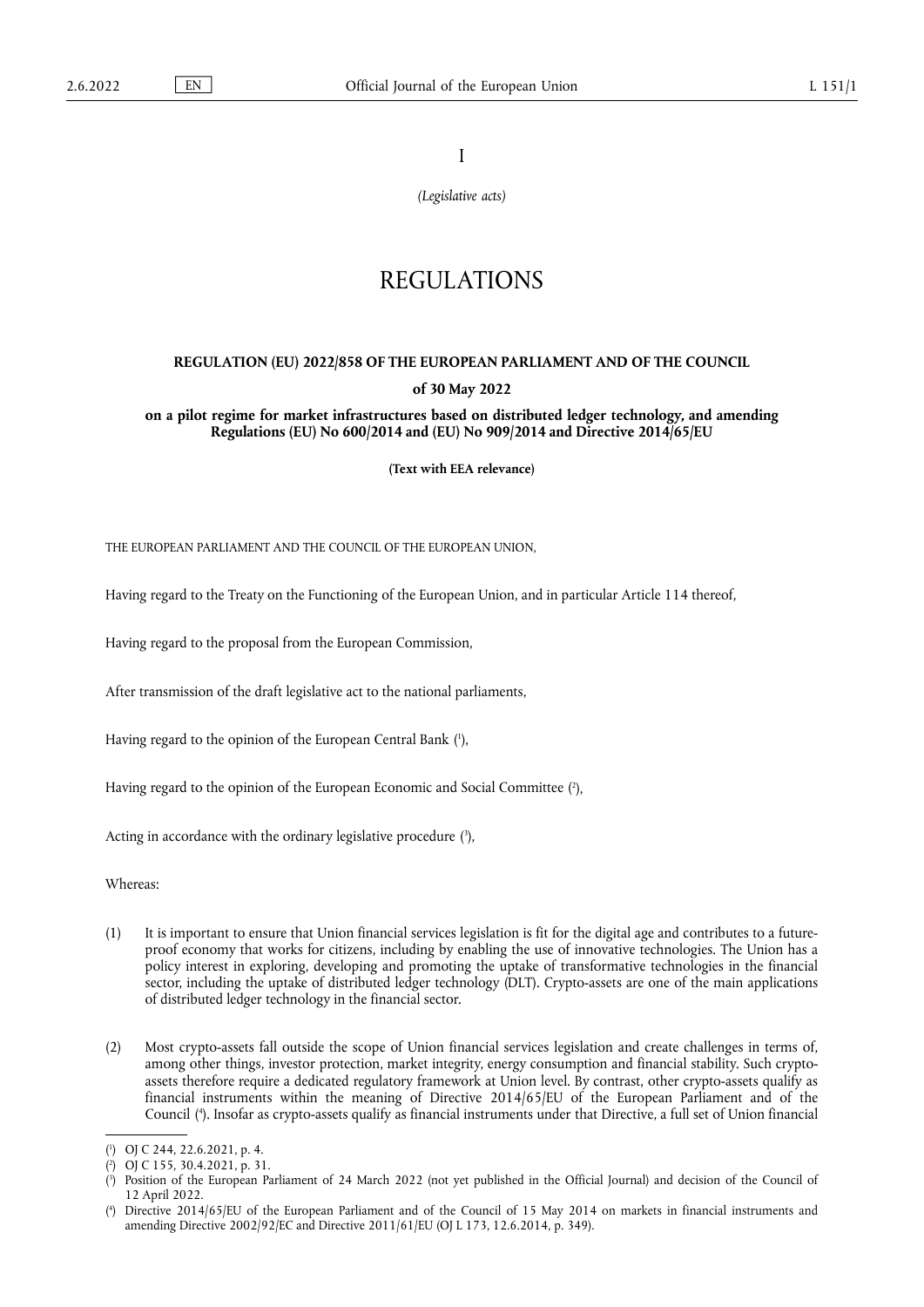I

*(Legislative acts)*

# REGULATIONS

## REGULATION (EU) 2022/858 OF THE EUROPEAN PARLIAMENT AND OF THE COUNCIL

**of 30 May 2022**

**on a pilot regime for market infrastructures based on distributed ledger technology, and amending Regulations (EU) No 600/2014 and (EU) No 909/2014 and Directive 2014/65/EU**

**(Text with EEA relevance)**

THE EUROPEAN PARLIAMENT AND THE COUNCIL OF THE EUROPEAN UNION,

Having regard to the Treaty on the Functioning of the European Union, and in particular Article 114 thereof,

Having regard to the proposal from the European Commission,

After transmission of the draft legislative act to the national parliaments,

Having regard to the opinion of the European Central Bank ([1]),

Having regard to the opinion of the European Economic and Social Committee ([2]),

Acting in accordance with the ordinary legislative procedure ([3]),

Whereas:

(1) It is important to ensure that Union financial services legislation is fit for the digital age and contributes to a future-proof economy that works for citizens, including by enabling the use of innovative technologies. The Union has a policy interest in exploring, developing and promoting the uptake of transformative technologies in the financial sector, including the uptake of distributed ledger technology (DLT). Crypto-assets are one of the main applications of distributed ledger technology in the financial sector.

(2) Most crypto-assets fall outside the scope of Union financial services legislation and create challenges in terms of, among other things, investor protection, market integrity, energy consumption and financial stability. Such crypto-assets therefore require a dedicated regulatory framework at Union level. By contrast, other crypto-assets qualify as financial instruments within the meaning of Directive 2014/65/EU of the European Parliament and of the Council ([4]). Insofar as crypto-assets qualify as financial instruments under that Directive, a full set of Union financial

---

([1]) OJ C 244, 22.6.2021, p. 4.

([2]) OJ C 155, 30.4.2021, p. 31.

([3]) Position of the European Parliament of 24 March 2022 (not yet published in the Official Journal) and decision of the Council of 12 April 2022.

([4]) Directive 2014/65/EU of the European Parliament and of the Council of 15 May 2014 on markets in financial instruments and amending Directive 2002/92/EC and Directive 2011/61/EU (OJ L 173, 12.6.2014, p. 349).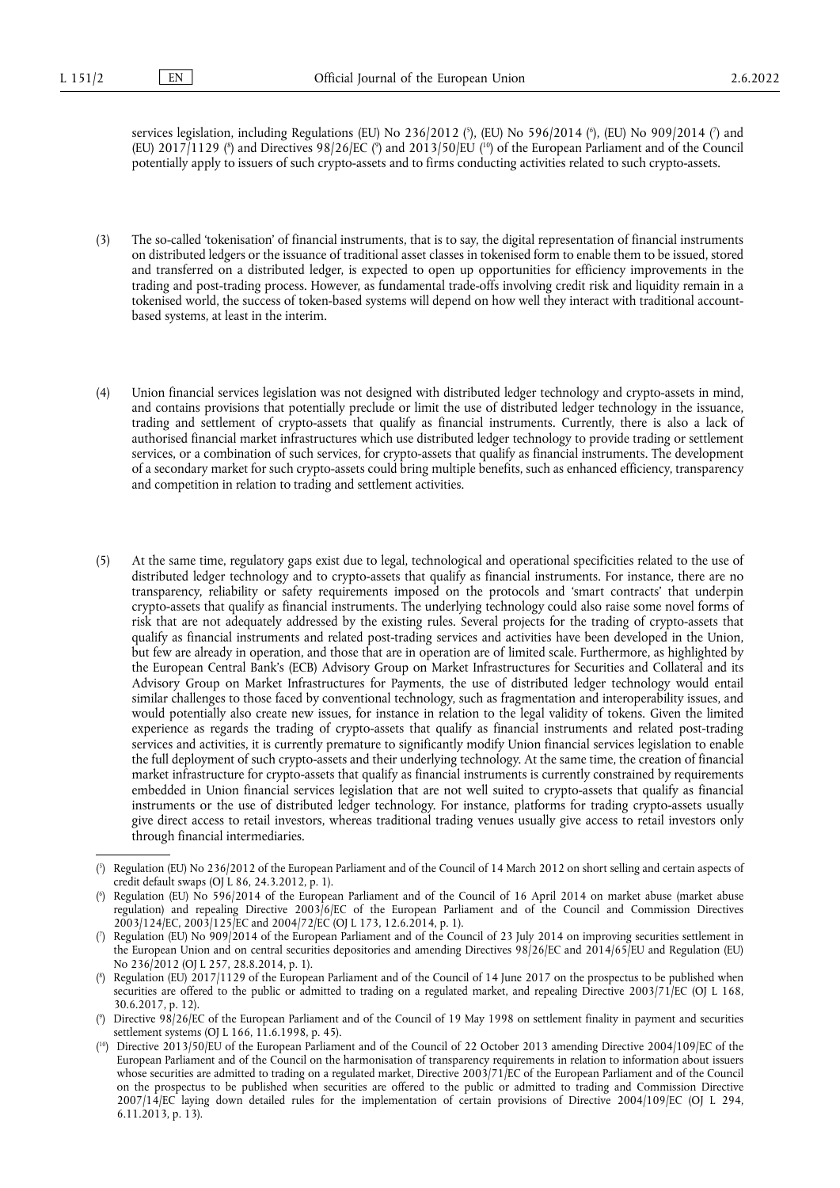services legislation, including Regulations (EU) No 236/2012 [5], (EU) No 596/2014 [6], (EU) No 909/2014 [7] and (EU) 2017/1129 [8] and Directives 98/26/EC [9] and 2013/50/EU [10] of the European Parliament and of the Council potentially apply to issuers of such crypto-assets and to firms conducting activities related to such crypto-assets.

(3) The so-called 'tokenisation' of financial instruments, that is to say, the digital representation of financial instruments on distributed ledgers or the issuance of traditional asset classes in tokenised form to enable them to be issued, stored and transferred on a distributed ledger, is expected to open up opportunities for efficiency improvements in the trading and post-trading process. However, as fundamental trade-offs involving credit risk and liquidity remain in a tokenised world, the success of token-based systems will depend on how well they interact with traditional account-based systems, at least in the interim.

(4) Union financial services legislation was not designed with distributed ledger technology and crypto-assets in mind, and contains provisions that potentially preclude or limit the use of distributed ledger technology in the issuance, trading and settlement of crypto-assets that qualify as financial instruments. Currently, there is also a lack of authorised financial market infrastructures which use distributed ledger technology to provide trading or settlement services, or a combination of such services, for crypto-assets that qualify as financial instruments. The development of a secondary market for such crypto-assets could bring multiple benefits, such as enhanced efficiency, transparency and competition in relation to trading and settlement activities.

(5) At the same time, regulatory gaps exist due to legal, technological and operational specificities related to the use of distributed ledger technology and to crypto-assets that qualify as financial instruments. For instance, there are no transparency, reliability or safety requirements imposed on the protocols and 'smart contracts' that underpin crypto-assets that qualify as financial instruments. The underlying technology could also raise some novel forms of risk that are not adequately addressed by the existing rules. Several projects for the trading of crypto-assets that qualify as financial instruments and related post-trading services and activities have been developed in the Union, but few are already in operation, and those that are in operation are of limited scale. Furthermore, as highlighted by the European Central Bank's (ECB) Advisory Group on Market Infrastructures for Securities and Collateral and its Advisory Group on Market Infrastructures for Payments, the use of distributed ledger technology would entail similar challenges to those faced by conventional technology, such as fragmentation and interoperability issues, and would potentially also create new issues, for instance in relation to the legal validity of tokens. Given the limited experience as regards the trading of crypto-assets that qualify as financial instruments and related post-trading services and activities, it is currently premature to significantly modify Union financial services legislation to enable the full deployment of such crypto-assets and their underlying technology. At the same time, the creation of financial market infrastructure for crypto-assets that qualify as financial instruments is currently constrained by requirements embedded in Union financial services legislation that are not well suited to crypto-assets that qualify as financial instruments or the use of distributed ledger technology. For instance, platforms for trading crypto-assets usually give direct access to retail investors, whereas traditional trading venues usually give access to retail investors only through financial intermediaries.

---

[5] Regulation (EU) No 236/2012 of the European Parliament and of the Council of 14 March 2012 on short selling and certain aspects of credit default swaps (OJ L 86, 24.3.2012, p. 1).

[6] Regulation (EU) No 596/2014 of the European Parliament and of the Council of 16 April 2014 on market abuse (market abuse regulation) and repealing Directive 2003/6/EC of the European Parliament and of the Council and Commission Directives 2003/124/EC, 2003/125/EC and 2004/72/EC (OJ L 173, 12.6.2014, p. 1).

[7] Regulation (EU) No 909/2014 of the European Parliament and of the Council of 23 July 2014 on improving securities settlement in the European Union and on central securities depositories and amending Directives 98/26/EC and 2014/65/EU and Regulation (EU) No 236/2012 (OJ L 257, 28.8.2014, p. 1).

[8] Regulation (EU) 2017/1129 of the European Parliament and of the Council of 14 June 2017 on the prospectus to be published when securities are offered to the public or admitted to trading on a regulated market, and repealing Directive 2003/71/EC (OJ L 168, 30.6.2017, p. 12).

[9] Directive 98/26/EC of the European Parliament and of the Council of 19 May 1998 on settlement finality in payment and securities settlement systems (OJ L 166, 11.6.1998, p. 45).

[10] Directive 2013/50/EU of the European Parliament and of the Council of 22 October 2013 amending Directive 2004/109/EC of the European Parliament and of the Council on the harmonisation of transparency requirements in relation to information about issuers whose securities are admitted to trading on a regulated market, Directive 2003/71/EC of the European Parliament and of the Council on the prospectus to be published when securities are offered to the public or admitted to trading and Commission Directive 2007/14/EC laying down detailed rules for the implementation of certain provisions of Directive 2004/109/EC (OJ L 294, 6.11.2013, p. 13).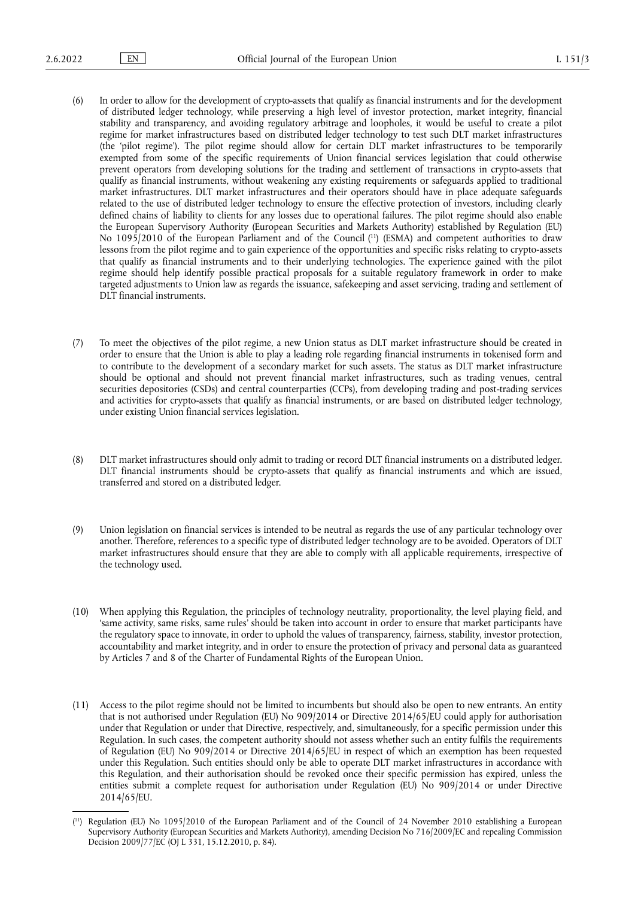(6) In order to allow for the development of crypto-assets that qualify as financial instruments and for the development of distributed ledger technology, while preserving a high level of investor protection, market integrity, financial stability and transparency, and avoiding regulatory arbitrage and loopholes, it would be useful to create a pilot regime for market infrastructures based on distributed ledger technology to test such DLT market infrastructures (the 'pilot regime'). The pilot regime should allow for certain DLT market infrastructures to be temporarily exempted from some of the specific requirements of Union financial services legislation that could otherwise prevent operators from developing solutions for the trading and settlement of transactions in crypto-assets that qualify as financial instruments, without weakening any existing requirements or safeguards applied to traditional market infrastructures. DLT market infrastructures and their operators should have in place adequate safeguards related to the use of distributed ledger technology to ensure the effective protection of investors, including clearly defined chains of liability to clients for any losses due to operational failures. The pilot regime should also enable the European Supervisory Authority (European Securities and Markets Authority) established by Regulation (EU) No 1095/2010 of the European Parliament and of the Council ([11]) (ESMA) and competent authorities to draw lessons from the pilot regime and to gain experience of the opportunities and specific risks relating to crypto-assets that qualify as financial instruments and to their underlying technologies. The experience gained with the pilot regime should help identify possible practical proposals for a suitable regulatory framework in order to make targeted adjustments to Union law as regards the issuance, safekeeping and asset servicing, trading and settlement of DLT financial instruments.

(7) To meet the objectives of the pilot regime, a new Union status as DLT market infrastructure should be created in order to ensure that the Union is able to play a leading role regarding financial instruments in tokenised form and to contribute to the development of a secondary market for such assets. The status as DLT market infrastructure should be optional and should not prevent financial market infrastructures, such as trading venues, central securities depositories (CSDs) and central counterparties (CCPs), from developing trading and post-trading services and activities for crypto-assets that qualify as financial instruments, or are based on distributed ledger technology, under existing Union financial services legislation.

(8) DLT market infrastructures should only admit to trading or record DLT financial instruments on a distributed ledger. DLT financial instruments should be crypto-assets that qualify as financial instruments and which are issued, transferred and stored on a distributed ledger.

(9) Union legislation on financial services is intended to be neutral as regards the use of any particular technology over another. Therefore, references to a specific type of distributed ledger technology are to be avoided. Operators of DLT market infrastructures should ensure that they are able to comply with all applicable requirements, irrespective of the technology used.

(10) When applying this Regulation, the principles of technology neutrality, proportionality, the level playing field, and 'same activity, same risks, same rules' should be taken into account in order to ensure that market participants have the regulatory space to innovate, in order to uphold the values of transparency, fairness, stability, investor protection, accountability and market integrity, and in order to ensure the protection of privacy and personal data as guaranteed by Articles 7 and 8 of the Charter of Fundamental Rights of the European Union.

(11) Access to the pilot regime should not be limited to incumbents but should also be open to new entrants. An entity that is not authorised under Regulation (EU) No 909/2014 or Directive 2014/65/EU could apply for authorisation under that Regulation or under that Directive, respectively, and, simultaneously, for a specific permission under this Regulation. In such cases, the competent authority should not assess whether such an entity fulfils the requirements of Regulation (EU) No 909/2014 or Directive 2014/65/EU in respect of which an exemption has been requested under this Regulation. Such entities should only be able to operate DLT market infrastructures in accordance with this Regulation, and their authorisation should be revoked once their specific permission has expired, unless the entities submit a complete request for authorisation under Regulation (EU) No 909/2014 or under Directive 2014/65/EU.

---

([11]) Regulation (EU) No 1095/2010 of the European Parliament and of the Council of 24 November 2010 establishing a European Supervisory Authority (European Securities and Markets Authority), amending Decision No 716/2009/EC and repealing Commission Decision 2009/77/EC (OJ L 331, 15.12.2010, p. 84).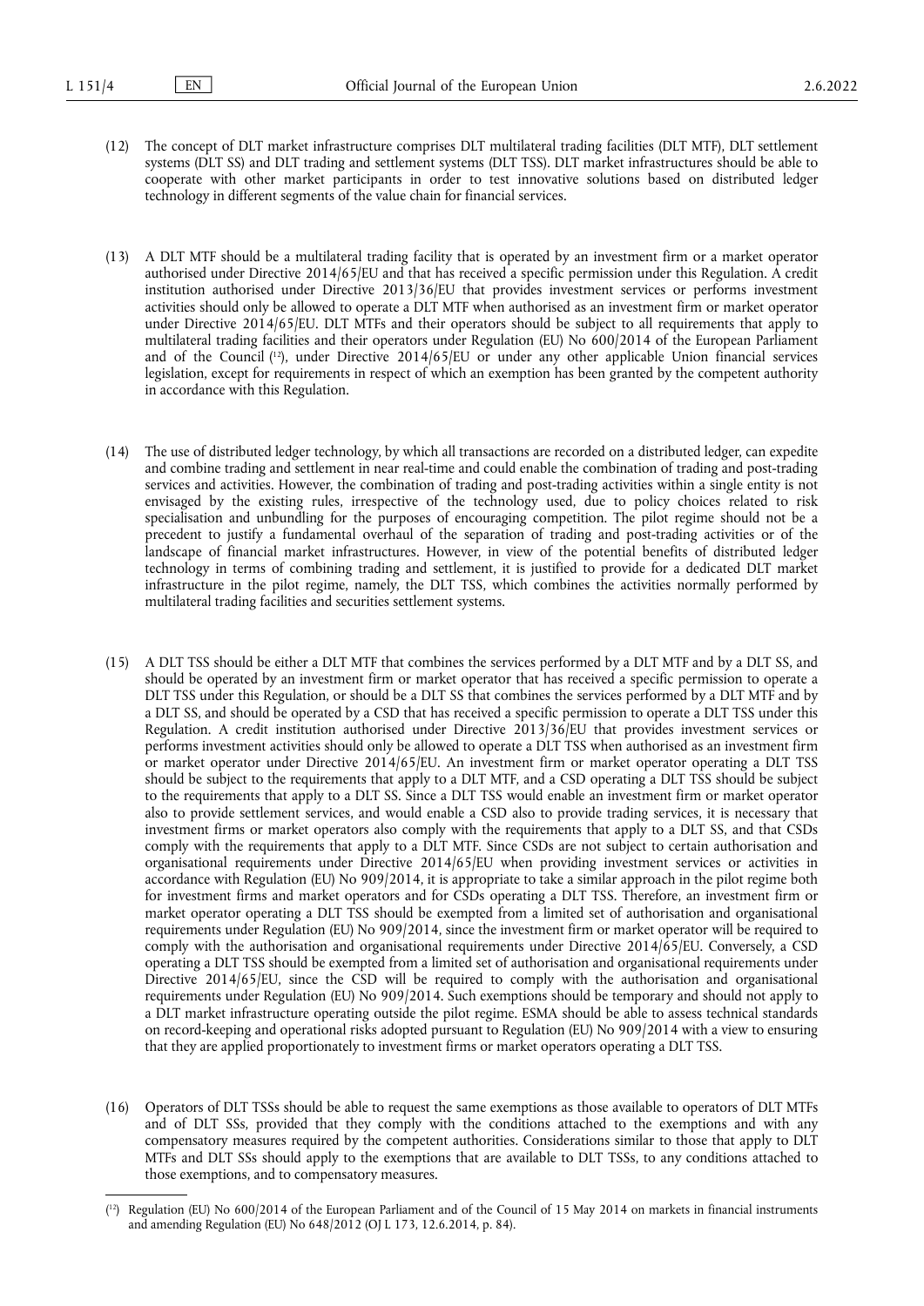(12) The concept of DLT market infrastructure comprises DLT multilateral trading facilities (DLT MTF), DLT settlement systems (DLT SS) and DLT trading and settlement systems (DLT TSS). DLT market infrastructures should be able to cooperate with other market participants in order to test innovative solutions based on distributed ledger technology in different segments of the value chain for financial services.

(13) A DLT MTF should be a multilateral trading facility that is operated by an investment firm or a market operator authorised under Directive 2014/65/EU and that has received a specific permission under this Regulation. A credit institution authorised under Directive 2013/36/EU that provides investment services or performs investment activities should only be allowed to operate a DLT MTF when authorised as an investment firm or market operator under Directive 2014/65/EU. DLT MTFs and their operators should be subject to all requirements that apply to multilateral trading facilities and their operators under Regulation (EU) No 600/2014 of the European Parliament and of the Council ([12]), under Directive 2014/65/EU or under any other applicable Union financial services legislation, except for requirements in respect of which an exemption has been granted by the competent authority in accordance with this Regulation.

(14) The use of distributed ledger technology, by which all transactions are recorded on a distributed ledger, can expedite and combine trading and settlement in near real-time and could enable the combination of trading and post-trading services and activities. However, the combination of trading and post-trading activities within a single entity is not envisaged by the existing rules, irrespective of the technology used, due to policy choices related to risk specialisation and unbundling for the purposes of encouraging competition. The pilot regime should not be a precedent to justify a fundamental overhaul of the separation of trading and post-trading activities or of the landscape of financial market infrastructures. However, in view of the potential benefits of distributed ledger technology in terms of combining trading and settlement, it is justified to provide for a dedicated DLT market infrastructure in the pilot regime, namely, the DLT TSS, which combines the activities normally performed by multilateral trading facilities and securities settlement systems.

(15) A DLT TSS should be either a DLT MTF that combines the services performed by a DLT MTF and by a DLT SS, and should be operated by an investment firm or market operator that has received a specific permission to operate a DLT TSS under this Regulation, or should be a DLT SS that combines the services performed by a DLT MTF and by a DLT SS, and should be operated by a CSD that has received a specific permission to operate a DLT TSS under this Regulation. A credit institution authorised under Directive 2013/36/EU that provides investment services or performs investment activities should only be allowed to operate a DLT TSS when authorised as an investment firm or market operator under Directive 2014/65/EU. An investment firm or market operator operating a DLT TSS should be subject to the requirements that apply to a DLT MTF, and a CSD operating a DLT TSS should be subject to the requirements that apply to a DLT SS. Since a DLT TSS would enable an investment firm or market operator also to provide settlement services, and would enable a CSD also to provide trading services, it is necessary that investment firms or market operators also comply with the requirements that apply to a DLT SS, and that CSDs comply with the requirements that apply to a DLT MTF. Since CSDs are not subject to certain authorisation and organisational requirements under Directive 2014/65/EU when providing investment services or activities in accordance with Regulation (EU) No 909/2014, it is appropriate to take a similar approach in the pilot regime both for investment firms and market operators and for CSDs operating a DLT TSS. Therefore, an investment firm or market operator operating a DLT TSS should be exempted from a limited set of authorisation and organisational requirements under Regulation (EU) No 909/2014, since the investment firm or market operator will be required to comply with the authorisation and organisational requirements under Directive 2014/65/EU. Conversely, a CSD operating a DLT TSS should be exempted from a limited set of authorisation and organisational requirements under Directive 2014/65/EU, since the CSD will be required to comply with the authorisation and organisational requirements under Regulation (EU) No 909/2014. Such exemptions should be temporary and should not apply to a DLT market infrastructure operating outside the pilot regime. ESMA should be able to assess technical standards on record-keeping and operational risks adopted pursuant to Regulation (EU) No 909/2014 with a view to ensuring that they are applied proportionately to investment firms or market operators operating a DLT TSS.

(16) Operators of DLT TSSs should be able to request the same exemptions as those available to operators of DLT MTFs and of DLT SSs, provided that they comply with the conditions attached to the exemptions and with any compensatory measures required by the competent authorities. Considerations similar to those that apply to DLT MTFs and DLT SSs should apply to the exemptions that are available to DLT TSSs, to any conditions attached to those exemptions, and to compensatory measures.

---

([12]) Regulation (EU) No 600/2014 of the European Parliament and of the Council of 15 May 2014 on markets in financial instruments and amending Regulation (EU) No 648/2012 (OJ L 173, 12.6.2014, p. 84).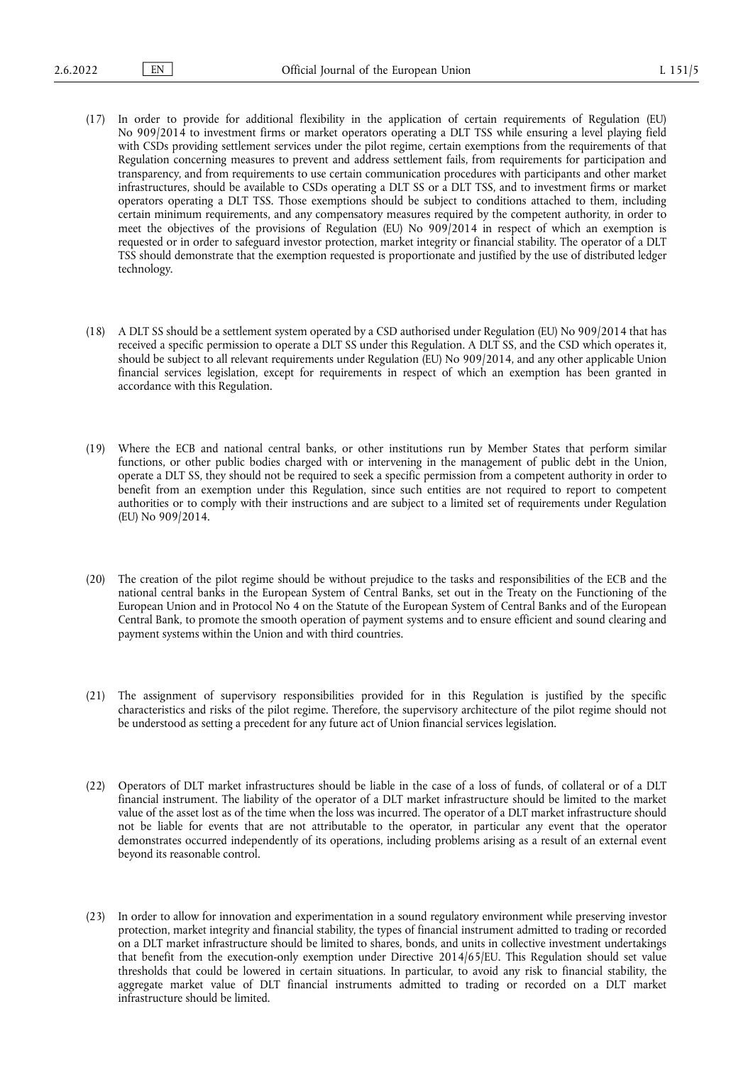(17) In order to provide for additional flexibility in the application of certain requirements of Regulation (EU) No 909/2014 to investment firms or market operators operating a DLT TSS while ensuring a level playing field with CSDs providing settlement services under the pilot regime, certain exemptions from the requirements of that Regulation concerning measures to prevent and address settlement fails, from requirements for participation and transparency, and from requirements to use certain communication procedures with participants and other market infrastructures, should be available to CSDs operating a DLT SS or a DLT TSS, and to investment firms or market operators operating a DLT TSS. Those exemptions should be subject to conditions attached to them, including certain minimum requirements, and any compensatory measures required by the competent authority, in order to meet the objectives of the provisions of Regulation (EU) No 909/2014 in respect of which an exemption is requested or in order to safeguard investor protection, market integrity or financial stability. The operator of a DLT TSS should demonstrate that the exemption requested is proportionate and justified by the use of distributed ledger technology.

(18) A DLT SS should be a settlement system operated by a CSD authorised under Regulation (EU) No 909/2014 that has received a specific permission to operate a DLT SS under this Regulation. A DLT SS, and the CSD which operates it, should be subject to all relevant requirements under Regulation (EU) No 909/2014, and any other applicable Union financial services legislation, except for requirements in respect of which an exemption has been granted in accordance with this Regulation.

(19) Where the ECB and national central banks, or other institutions run by Member States that perform similar functions, or other public bodies charged with or intervening in the management of public debt in the Union, operate a DLT SS, they should not be required to seek a specific permission from a competent authority in order to benefit from an exemption under this Regulation, since such entities are not required to report to competent authorities or to comply with their instructions and are subject to a limited set of requirements under Regulation (EU) No 909/2014.

(20) The creation of the pilot regime should be without prejudice to the tasks and responsibilities of the ECB and the national central banks in the European System of Central Banks, set out in the Treaty on the Functioning of the European Union and in Protocol No 4 on the Statute of the European System of Central Banks and of the European Central Bank, to promote the smooth operation of payment systems and to ensure efficient and sound clearing and payment systems within the Union and with third countries.

(21) The assignment of supervisory responsibilities provided for in this Regulation is justified by the specific characteristics and risks of the pilot regime. Therefore, the supervisory architecture of the pilot regime should not be understood as setting a precedent for any future act of Union financial services legislation.

(22) Operators of DLT market infrastructures should be liable in the case of a loss of funds, of collateral or of a DLT financial instrument. The liability of the operator of a DLT market infrastructure should be limited to the market value of the asset lost as of the time when the loss was incurred. The operator of a DLT market infrastructure should not be liable for events that are not attributable to the operator, in particular any event that the operator demonstrates occurred independently of its operations, including problems arising as a result of an external event beyond its reasonable control.

(23) In order to allow for innovation and experimentation in a sound regulatory environment while preserving investor protection, market integrity and financial stability, the types of financial instrument admitted to trading or recorded on a DLT market infrastructure should be limited to shares, bonds, and units in collective investment undertakings that benefit from the execution-only exemption under Directive 2014/65/EU. This Regulation should set value thresholds that could be lowered in certain situations. In particular, to avoid any risk to financial stability, the aggregate market value of DLT financial instruments admitted to trading or recorded on a DLT market infrastructure should be limited.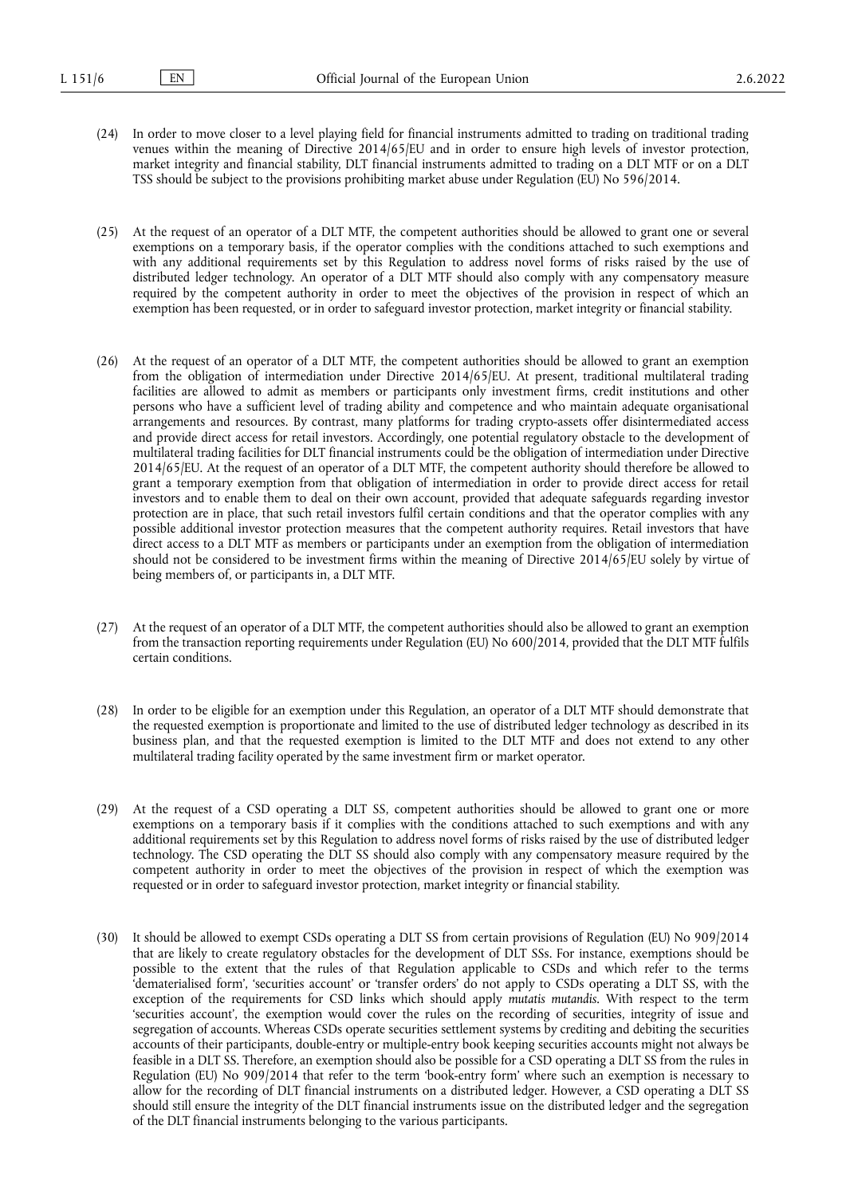(24) In order to move closer to a level playing field for financial instruments admitted to trading on traditional trading venues within the meaning of Directive 2014/65/EU and in order to ensure high levels of investor protection, market integrity and financial stability, DLT financial instruments admitted to trading on a DLT MTF or on a DLT TSS should be subject to the provisions prohibiting market abuse under Regulation (EU) No 596/2014.

(25) At the request of an operator of a DLT MTF, the competent authorities should be allowed to grant one or several exemptions on a temporary basis, if the operator complies with the conditions attached to such exemptions and with any additional requirements set by this Regulation to address novel forms of risks raised by the use of distributed ledger technology. An operator of a DLT MTF should also comply with any compensatory measure required by the competent authority in order to meet the objectives of the provision in respect of which an exemption has been requested, or in order to safeguard investor protection, market integrity or financial stability.

(26) At the request of an operator of a DLT MTF, the competent authorities should be allowed to grant an exemption from the obligation of intermediation under Directive 2014/65/EU. At present, traditional multilateral trading facilities are allowed to admit as members or participants only investment firms, credit institutions and other persons who have a sufficient level of trading ability and competence and who maintain adequate organisational arrangements and resources. By contrast, many platforms for trading crypto-assets offer disintermediated access and provide direct access for retail investors. Accordingly, one potential regulatory obstacle to the development of multilateral trading facilities for DLT financial instruments could be the obligation of intermediation under Directive 2014/65/EU. At the request of an operator of a DLT MTF, the competent authority should therefore be allowed to grant a temporary exemption from that obligation of intermediation in order to provide direct access for retail investors and to enable them to deal on their own account, provided that adequate safeguards regarding investor protection are in place, that such retail investors fulfil certain conditions and that the operator complies with any possible additional investor protection measures that the competent authority requires. Retail investors that have direct access to a DLT MTF as members or participants under an exemption from the obligation of intermediation should not be considered to be investment firms within the meaning of Directive 2014/65/EU solely by virtue of being members of, or participants in, a DLT MTF.

(27) At the request of an operator of a DLT MTF, the competent authorities should also be allowed to grant an exemption from the transaction reporting requirements under Regulation (EU) No 600/2014, provided that the DLT MTF fulfils certain conditions.

(28) In order to be eligible for an exemption under this Regulation, an operator of a DLT MTF should demonstrate that the requested exemption is proportionate and limited to the use of distributed ledger technology as described in its business plan, and that the requested exemption is limited to the DLT MTF and does not extend to any other multilateral trading facility operated by the same investment firm or market operator.

(29) At the request of a CSD operating a DLT SS, competent authorities should be allowed to grant one or more exemptions on a temporary basis if it complies with the conditions attached to such exemptions and with any additional requirements set by this Regulation to address novel forms of risks raised by the use of distributed ledger technology. The CSD operating the DLT SS should also comply with any compensatory measure required by the competent authority in order to meet the objectives of the provision in respect of which the exemption was requested or in order to safeguard investor protection, market integrity or financial stability.

(30) It should be allowed to exempt CSDs operating a DLT SS from certain provisions of Regulation (EU) No 909/2014 that are likely to create regulatory obstacles for the development of DLT SSs. For instance, exemptions should be possible to the extent that the rules of that Regulation applicable to CSDs and which refer to the terms 'dematerialised form', 'securities account' or 'transfer orders' do not apply to CSDs operating a DLT SS, with the exception of the requirements for CSD links which should apply *mutatis mutandis*. With respect to the term 'securities account', the exemption would cover the rules on the recording of securities, integrity of issue and segregation of accounts. Whereas CSDs operate securities settlement systems by crediting and debiting the securities accounts of their participants, double-entry or multiple-entry book keeping securities accounts might not always be feasible in a DLT SS. Therefore, an exemption should also be possible for a CSD operating a DLT SS from the rules in Regulation (EU) No 909/2014 that refer to the term 'book-entry form' where such an exemption is necessary to allow for the recording of DLT financial instruments on a distributed ledger. However, a CSD operating a DLT SS should still ensure the integrity of the DLT financial instruments issue on the distributed ledger and the segregation of the DLT financial instruments belonging to the various participants.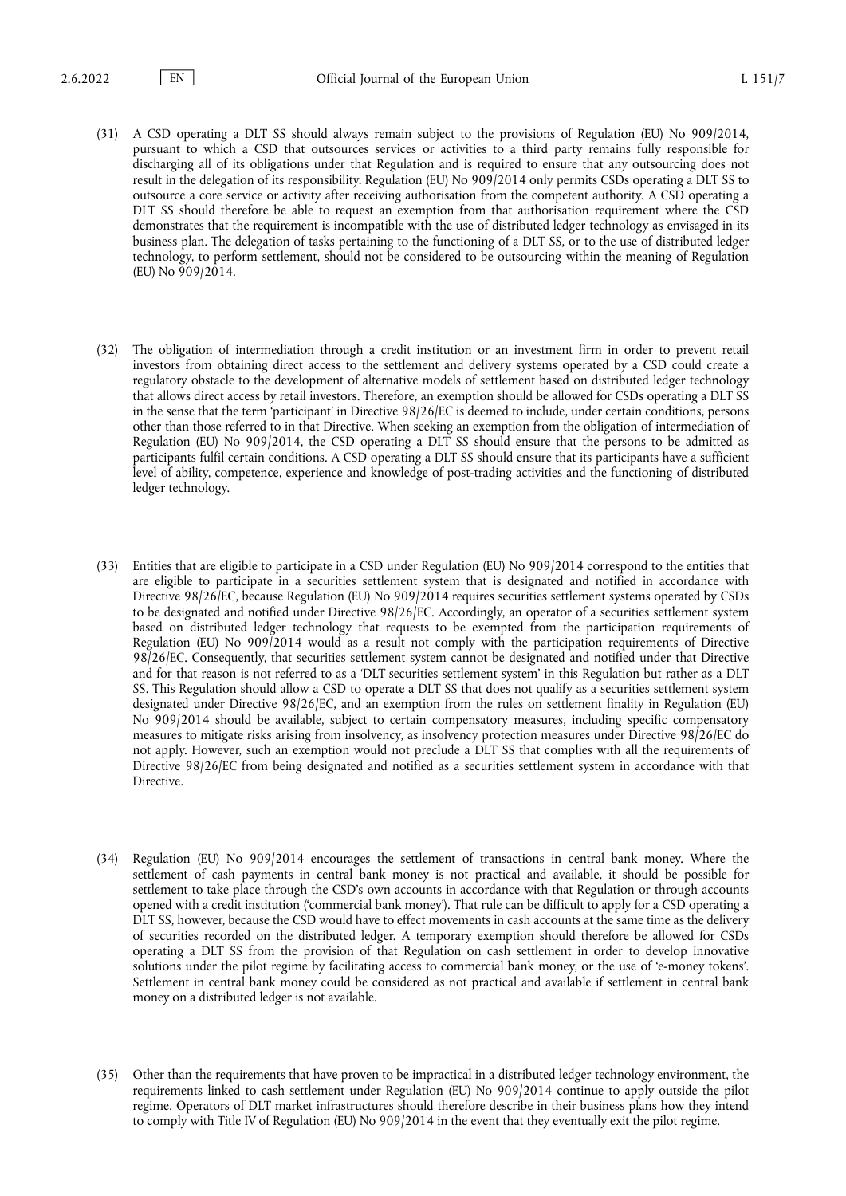(31) A CSD operating a DLT SS should always remain subject to the provisions of Regulation (EU) No 909/2014, pursuant to which a CSD that outsources services or activities to a third party remains fully responsible for discharging all of its obligations under that Regulation and is required to ensure that any outsourcing does not result in the delegation of its responsibility. Regulation (EU) No 909/2014 only permits CSDs operating a DLT SS to outsource a core service or activity after receiving authorisation from the competent authority. A CSD operating a DLT SS should therefore be able to request an exemption from that authorisation requirement where the CSD demonstrates that the requirement is incompatible with the use of distributed ledger technology as envisaged in its business plan. The delegation of tasks pertaining to the functioning of a DLT SS, or to the use of distributed ledger technology, to perform settlement, should not be considered to be outsourcing within the meaning of Regulation (EU) No 909/2014.

(32) The obligation of intermediation through a credit institution or an investment firm in order to prevent retail investors from obtaining direct access to the settlement and delivery systems operated by a CSD could create a regulatory obstacle to the development of alternative models of settlement based on distributed ledger technology that allows direct access by retail investors. Therefore, an exemption should be allowed for CSDs operating a DLT SS in the sense that the term 'participant' in Directive 98/26/EC is deemed to include, under certain conditions, persons other than those referred to in that Directive. When seeking an exemption from the obligation of intermediation of Regulation (EU) No 909/2014, the CSD operating a DLT SS should ensure that the persons to be admitted as participants fulfil certain conditions. A CSD operating a DLT SS should ensure that its participants have a sufficient level of ability, competence, experience and knowledge of post-trading activities and the functioning of distributed ledger technology.

(33) Entities that are eligible to participate in a CSD under Regulation (EU) No 909/2014 correspond to the entities that are eligible to participate in a securities settlement system that is designated and notified in accordance with Directive 98/26/EC, because Regulation (EU) No 909/2014 requires securities settlement systems operated by CSDs to be designated and notified under Directive 98/26/EC. Accordingly, an operator of a securities settlement system based on distributed ledger technology that requests to be exempted from the participation requirements of Regulation (EU) No 909/2014 would as a result not comply with the participation requirements of Directive 98/26/EC. Consequently, that securities settlement system cannot be designated and notified under that Directive and for that reason is not referred to as a 'DLT securities settlement system' in this Regulation but rather as a DLT SS. This Regulation should allow a CSD to operate a DLT SS that does not qualify as a securities settlement system designated under Directive 98/26/EC, and an exemption from the rules on settlement finality in Regulation (EU) No 909/2014 should be available, subject to certain compensatory measures, including specific compensatory measures to mitigate risks arising from insolvency, as insolvency protection measures under Directive 98/26/EC do not apply. However, such an exemption would not preclude a DLT SS that complies with all the requirements of Directive 98/26/EC from being designated and notified as a securities settlement system in accordance with that Directive.

(34) Regulation (EU) No 909/2014 encourages the settlement of transactions in central bank money. Where the settlement of cash payments in central bank money is not practical and available, it should be possible for settlement to take place through the CSD's own accounts in accordance with that Regulation or through accounts opened with a credit institution ('commercial bank money'). That rule can be difficult to apply for a CSD operating a DLT SS, however, because the CSD would have to effect movements in cash accounts at the same time as the delivery of securities recorded on the distributed ledger. A temporary exemption should therefore be allowed for CSDs operating a DLT SS from the provision of that Regulation on cash settlement in order to develop innovative solutions under the pilot regime by facilitating access to commercial bank money, or the use of 'e-money tokens'. Settlement in central bank money could be considered as not practical and available if settlement in central bank money on a distributed ledger is not available.

(35) Other than the requirements that have proven to be impractical in a distributed ledger technology environment, the requirements linked to cash settlement under Regulation (EU) No 909/2014 continue to apply outside the pilot regime. Operators of DLT market infrastructures should therefore describe in their business plans how they intend to comply with Title IV of Regulation (EU) No 909/2014 in the event that they eventually exit the pilot regime.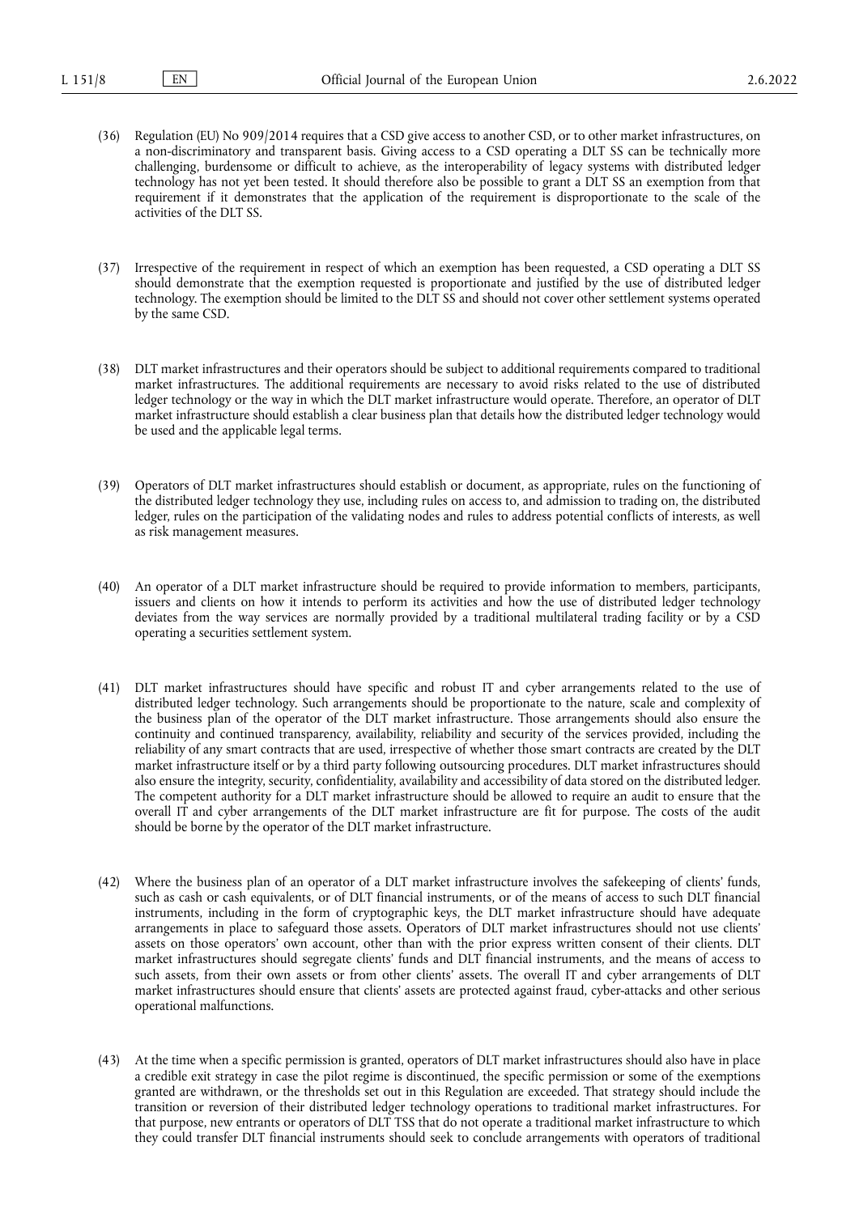(36) Regulation (EU) No 909/2014 requires that a CSD give access to another CSD, or to other market infrastructures, on a non-discriminatory and transparent basis. Giving access to a CSD operating a DLT SS can be technically more challenging, burdensome or difficult to achieve, as the interoperability of legacy systems with distributed ledger technology has not yet been tested. It should therefore also be possible to grant a DLT SS an exemption from that requirement if it demonstrates that the application of the requirement is disproportionate to the scale of the activities of the DLT SS.

(37) Irrespective of the requirement in respect of which an exemption has been requested, a CSD operating a DLT SS should demonstrate that the exemption requested is proportionate and justified by the use of distributed ledger technology. The exemption should be limited to the DLT SS and should not cover other settlement systems operated by the same CSD.

(38) DLT market infrastructures and their operators should be subject to additional requirements compared to traditional market infrastructures. The additional requirements are necessary to avoid risks related to the use of distributed ledger technology or the way in which the DLT market infrastructure would operate. Therefore, an operator of DLT market infrastructure should establish a clear business plan that details how the distributed ledger technology would be used and the applicable legal terms.

(39) Operators of DLT market infrastructures should establish or document, as appropriate, rules on the functioning of the distributed ledger technology they use, including rules on access to, and admission to trading on, the distributed ledger, rules on the participation of the validating nodes and rules to address potential conflicts of interests, as well as risk management measures.

(40) An operator of a DLT market infrastructure should be required to provide information to members, participants, issuers and clients on how it intends to perform its activities and how the use of distributed ledger technology deviates from the way services are normally provided by a traditional multilateral trading facility or by a CSD operating a securities settlement system.

(41) DLT market infrastructures should have specific and robust IT and cyber arrangements related to the use of distributed ledger technology. Such arrangements should be proportionate to the nature, scale and complexity of the business plan of the operator of the DLT market infrastructure. Those arrangements should also ensure the continuity and continued transparency, availability, reliability and security of the services provided, including the reliability of any smart contracts that are used, irrespective of whether those smart contracts are created by the DLT market infrastructure itself or by a third party following outsourcing procedures. DLT market infrastructures should also ensure the integrity, security, confidentiality, availability and accessibility of data stored on the distributed ledger. The competent authority for a DLT market infrastructure should be allowed to require an audit to ensure that the overall IT and cyber arrangements of the DLT market infrastructure are fit for purpose. The costs of the audit should be borne by the operator of the DLT market infrastructure.

(42) Where the business plan of an operator of a DLT market infrastructure involves the safekeeping of clients' funds, such as cash or cash equivalents, or of DLT financial instruments, or of the means of access to such DLT financial instruments, including in the form of cryptographic keys, the DLT market infrastructure should have adequate arrangements in place to safeguard those assets. Operators of DLT market infrastructures should not use clients' assets on those operators' own account, other than with the prior express written consent of their clients. DLT market infrastructures should segregate clients' funds and DLT financial instruments, and the means of access to such assets, from their own assets or from other clients' assets. The overall IT and cyber arrangements of DLT market infrastructures should ensure that clients' assets are protected against fraud, cyber-attacks and other serious operational malfunctions.

(43) At the time when a specific permission is granted, operators of DLT market infrastructures should also have in place a credible exit strategy in case the pilot regime is discontinued, the specific permission or some of the exemptions granted are withdrawn, or the thresholds set out in this Regulation are exceeded. That strategy should include the transition or reversion of their distributed ledger technology operations to traditional market infrastructures. For that purpose, new entrants or operators of DLT TSS that do not operate a traditional market infrastructure to which they could transfer DLT financial instruments should seek to conclude arrangements with operators of traditional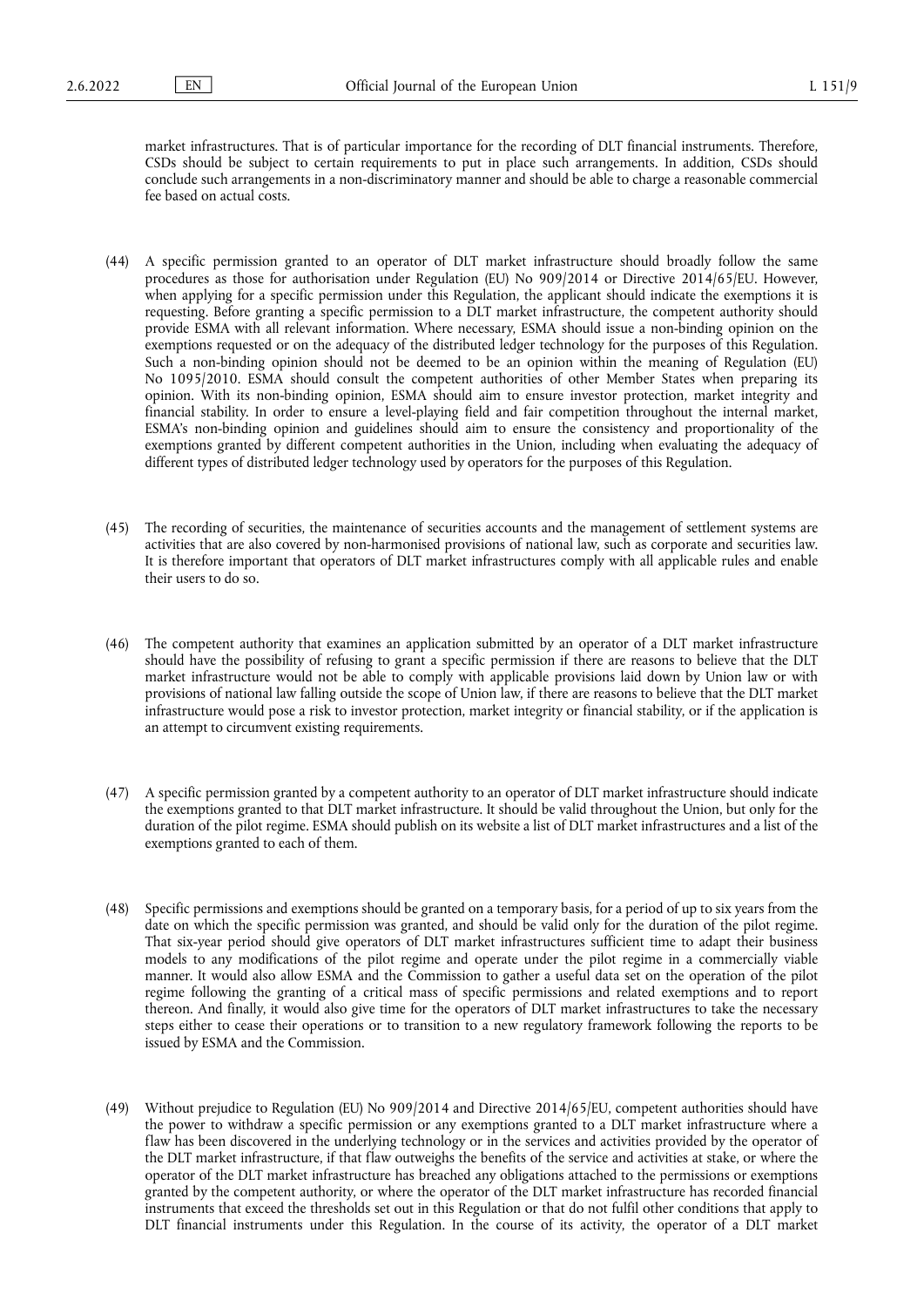market infrastructures. That is of particular importance for the recording of DLT financial instruments. Therefore, CSDs should be subject to certain requirements to put in place such arrangements. In addition, CSDs should conclude such arrangements in a non-discriminatory manner and should be able to charge a reasonable commercial fee based on actual costs.

(44) A specific permission granted to an operator of DLT market infrastructure should broadly follow the same procedures as those for authorisation under Regulation (EU) No 909/2014 or Directive 2014/65/EU. However, when applying for a specific permission under this Regulation, the applicant should indicate the exemptions it is requesting. Before granting a specific permission to a DLT market infrastructure, the competent authority should provide ESMA with all relevant information. Where necessary, ESMA should issue a non-binding opinion on the exemptions requested or on the adequacy of the distributed ledger technology for the purposes of this Regulation. Such a non-binding opinion should not be deemed to be an opinion within the meaning of Regulation (EU) No 1095/2010. ESMA should consult the competent authorities of other Member States when preparing its opinion. With its non-binding opinion, ESMA should aim to ensure investor protection, market integrity and financial stability. In order to ensure a level-playing field and fair competition throughout the internal market, ESMA's non-binding opinion and guidelines should aim to ensure the consistency and proportionality of the exemptions granted by different competent authorities in the Union, including when evaluating the adequacy of different types of distributed ledger technology used by operators for the purposes of this Regulation.

(45) The recording of securities, the maintenance of securities accounts and the management of settlement systems are activities that are also covered by non-harmonised provisions of national law, such as corporate and securities law. It is therefore important that operators of DLT market infrastructures comply with all applicable rules and enable their users to do so.

(46) The competent authority that examines an application submitted by an operator of a DLT market infrastructure should have the possibility of refusing to grant a specific permission if there are reasons to believe that the DLT market infrastructure would not be able to comply with applicable provisions laid down by Union law or with provisions of national law falling outside the scope of Union law, if there are reasons to believe that the DLT market infrastructure would pose a risk to investor protection, market integrity or financial stability, or if the application is an attempt to circumvent existing requirements.

(47) A specific permission granted by a competent authority to an operator of DLT market infrastructure should indicate the exemptions granted to that DLT market infrastructure. It should be valid throughout the Union, but only for the duration of the pilot regime. ESMA should publish on its website a list of DLT market infrastructures and a list of the exemptions granted to each of them.

(48) Specific permissions and exemptions should be granted on a temporary basis, for a period of up to six years from the date on which the specific permission was granted, and should be valid only for the duration of the pilot regime. That six-year period should give operators of DLT market infrastructures sufficient time to adapt their business models to any modifications of the pilot regime and operate under the pilot regime in a commercially viable manner. It would also allow ESMA and the Commission to gather a useful data set on the operation of the pilot regime following the granting of a critical mass of specific permissions and related exemptions and to report thereon. And finally, it would also give time for the operators of DLT market infrastructures to take the necessary steps either to cease their operations or to transition to a new regulatory framework following the reports to be issued by ESMA and the Commission.

(49) Without prejudice to Regulation (EU) No 909/2014 and Directive 2014/65/EU, competent authorities should have the power to withdraw a specific permission or any exemptions granted to a DLT market infrastructure where a flaw has been discovered in the underlying technology or in the services and activities provided by the operator of the DLT market infrastructure, if that flaw outweighs the benefits of the service and activities at stake, or where the operator of the DLT market infrastructure has breached any obligations attached to the permissions or exemptions granted by the competent authority, or where the operator of the DLT market infrastructure has recorded financial instruments that exceed the thresholds set out in this Regulation or that do not fulfil other conditions that apply to DLT financial instruments under this Regulation. In the course of its activity, the operator of a DLT market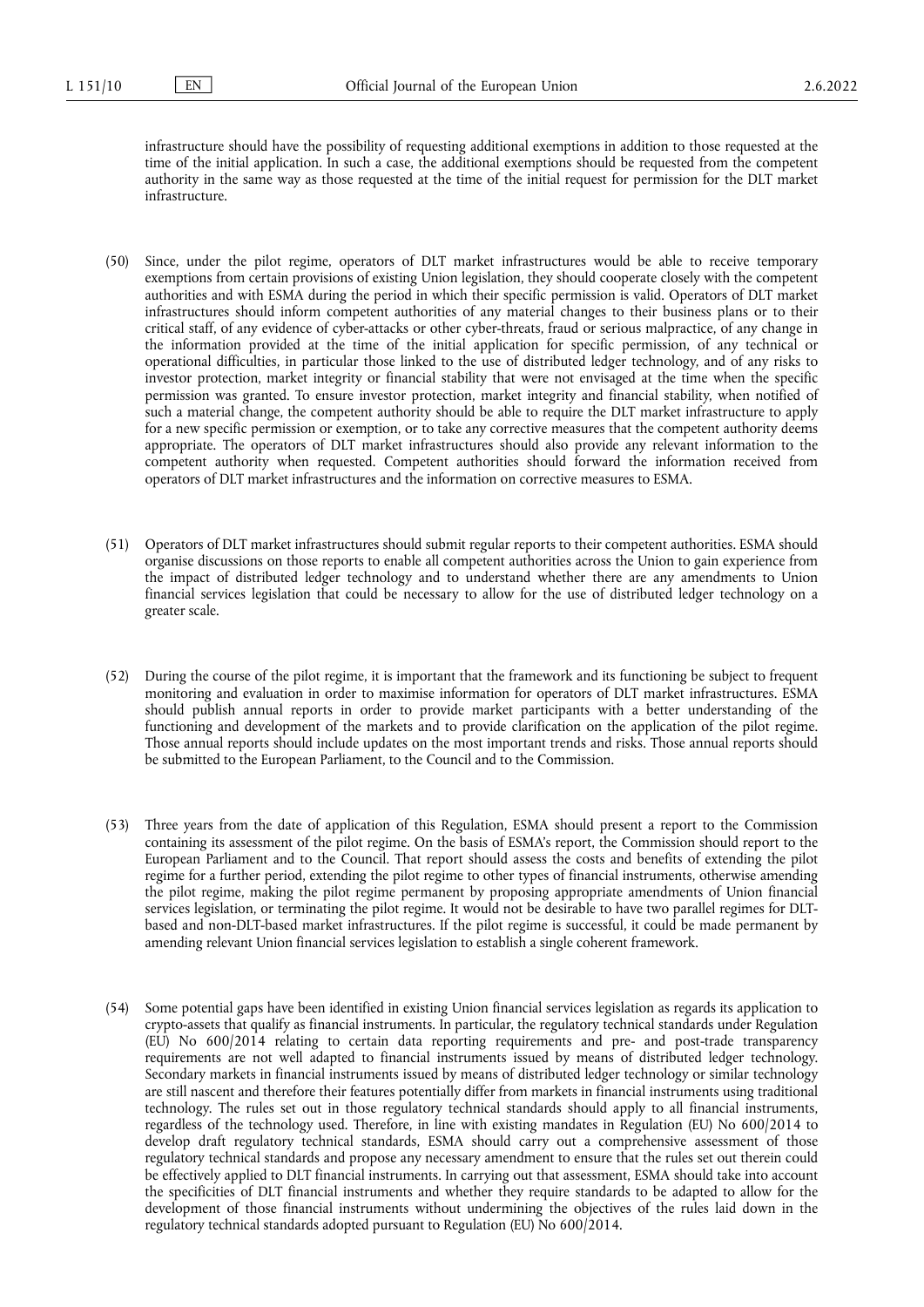infrastructure should have the possibility of requesting additional exemptions in addition to those requested at the time of the initial application. In such a case, the additional exemptions should be requested from the competent authority in the same way as those requested at the time of the initial request for permission for the DLT market infrastructure.

(50) Since, under the pilot regime, operators of DLT market infrastructures would be able to receive temporary exemptions from certain provisions of existing Union legislation, they should cooperate closely with the competent authorities and with ESMA during the period in which their specific permission is valid. Operators of DLT market infrastructures should inform competent authorities of any material changes to their business plans or to their critical staff, of any evidence of cyber-attacks or other cyber-threats, fraud or serious malpractice, of any change in the information provided at the time of the initial application for specific permission, of any technical or operational difficulties, in particular those linked to the use of distributed ledger technology, and of any risks to investor protection, market integrity or financial stability that were not envisaged at the time when the specific permission was granted. To ensure investor protection, market integrity and financial stability, when notified of such a material change, the competent authority should be able to require the DLT market infrastructure to apply for a new specific permission or exemption, or to take any corrective measures that the competent authority deems appropriate. The operators of DLT market infrastructures should also provide any relevant information to the competent authority when requested. Competent authorities should forward the information received from operators of DLT market infrastructures and the information on corrective measures to ESMA.

(51) Operators of DLT market infrastructures should submit regular reports to their competent authorities. ESMA should organise discussions on those reports to enable all competent authorities across the Union to gain experience from the impact of distributed ledger technology and to understand whether there are any amendments to Union financial services legislation that could be necessary to allow for the use of distributed ledger technology on a greater scale.

(52) During the course of the pilot regime, it is important that the framework and its functioning be subject to frequent monitoring and evaluation in order to maximise information for operators of DLT market infrastructures. ESMA should publish annual reports in order to provide market participants with a better understanding of the functioning and development of the markets and to provide clarification on the application of the pilot regime. Those annual reports should include updates on the most important trends and risks. Those annual reports should be submitted to the European Parliament, to the Council and to the Commission.

(53) Three years from the date of application of this Regulation, ESMA should present a report to the Commission containing its assessment of the pilot regime. On the basis of ESMA's report, the Commission should report to the European Parliament and to the Council. That report should assess the costs and benefits of extending the pilot regime for a further period, extending the pilot regime to other types of financial instruments, otherwise amending the pilot regime, making the pilot regime permanent by proposing appropriate amendments of Union financial services legislation, or terminating the pilot regime. It would not be desirable to have two parallel regimes for DLT-based and non-DLT-based market infrastructures. If the pilot regime is successful, it could be made permanent by amending relevant Union financial services legislation to establish a single coherent framework.

(54) Some potential gaps have been identified in existing Union financial services legislation as regards its application to crypto-assets that qualify as financial instruments. In particular, the regulatory technical standards under Regulation (EU) No 600/2014 relating to certain data reporting requirements and pre- and post-trade transparency requirements are not well adapted to financial instruments issued by means of distributed ledger technology. Secondary markets in financial instruments issued by means of distributed ledger technology or similar technology are still nascent and therefore their features potentially differ from markets in financial instruments using traditional technology. The rules set out in those regulatory technical standards should apply to all financial instruments, regardless of the technology used. Therefore, in line with existing mandates in Regulation (EU) No 600/2014 to develop draft regulatory technical standards, ESMA should carry out a comprehensive assessment of those regulatory technical standards and propose any necessary amendment to ensure that the rules set out therein could be effectively applied to DLT financial instruments. In carrying out that assessment, ESMA should take into account the specificities of DLT financial instruments and whether they require standards to be adapted to allow for the development of those financial instruments without undermining the objectives of the rules laid down in the regulatory technical standards adopted pursuant to Regulation (EU) No 600/2014.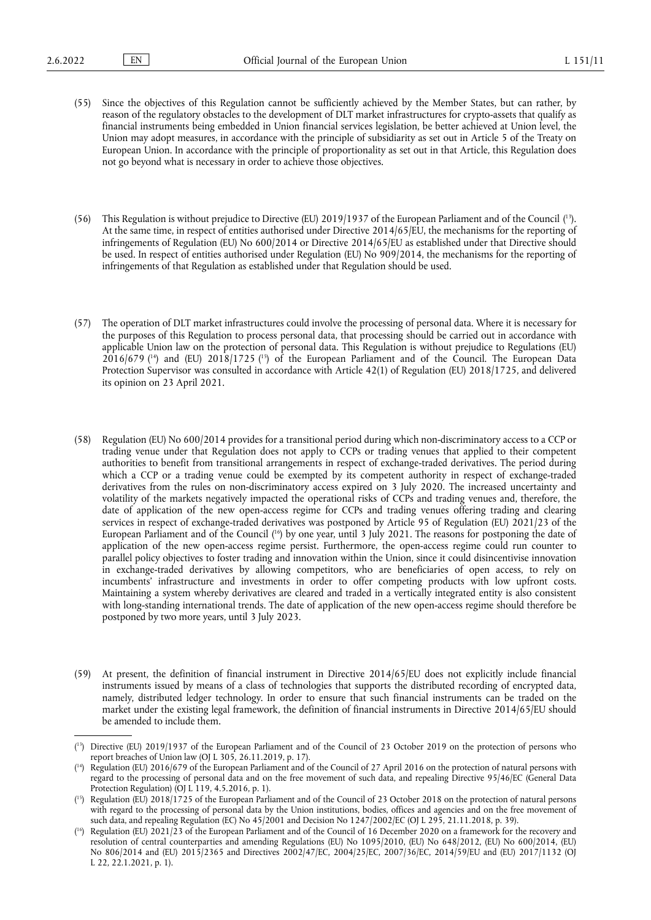(55) Since the objectives of this Regulation cannot be sufficiently achieved by the Member States, but can rather, by reason of the regulatory obstacles to the development of DLT market infrastructures for crypto-assets that qualify as financial instruments being embedded in Union financial services legislation, be better achieved at Union level, the Union may adopt measures, in accordance with the principle of subsidiarity as set out in Article 5 of the Treaty on European Union. In accordance with the principle of proportionality as set out in that Article, this Regulation does not go beyond what is necessary in order to achieve those objectives.

(56) This Regulation is without prejudice to Directive (EU) 2019/1937 of the European Parliament and of the Council [13]. At the same time, in respect of entities authorised under Directive 2014/65/EU, the mechanisms for the reporting of infringements of Regulation (EU) No 600/2014 or Directive 2014/65/EU as established under that Directive should be used. In respect of entities authorised under Regulation (EU) No 909/2014, the mechanisms for the reporting of infringements of that Regulation as established under that Regulation should be used.

(57) The operation of DLT market infrastructures could involve the processing of personal data. Where it is necessary for the purposes of this Regulation to process personal data, that processing should be carried out in accordance with applicable Union law on the protection of personal data. This Regulation is without prejudice to Regulations (EU) 2016/679 [14] and (EU) 2018/1725 [15] of the European Parliament and of the Council. The European Data Protection Supervisor was consulted in accordance with Article 42(1) of Regulation (EU) 2018/1725, and delivered its opinion on 23 April 2021.

(58) Regulation (EU) No 600/2014 provides for a transitional period during which non-discriminatory access to a CCP or trading venue under that Regulation does not apply to CCPs or trading venues that applied to their competent authorities to benefit from transitional arrangements in respect of exchange-traded derivatives. The period during which a CCP or a trading venue could be exempted by its competent authority in respect of exchange-traded derivatives from the rules on non-discriminatory access expired on 3 July 2020. The increased uncertainty and volatility of the markets negatively impacted the operational risks of CCPs and trading venues and, therefore, the date of application of the new open-access regime for CCPs and trading venues offering trading and clearing services in respect of exchange-traded derivatives was postponed by Article 95 of Regulation (EU) 2021/23 of the European Parliament and of the Council [16] by one year, until 3 July 2021. The reasons for postponing the date of application of the new open-access regime persist. Furthermore, the open-access regime could run counter to parallel policy objectives to foster trading and innovation within the Union, since it could disincentivise innovation in exchange-traded derivatives by allowing competitors, who are beneficiaries of open access, to rely on incumbents' infrastructure and investments in order to offer competing products with low upfront costs. Maintaining a system whereby derivatives are cleared and traded in a vertically integrated entity is also consistent with long-standing international trends. The date of application of the new open-access regime should therefore be postponed by two more years, until 3 July 2023.

(59) At present, the definition of financial instrument in Directive 2014/65/EU does not explicitly include financial instruments issued by means of a class of technologies that supports the distributed recording of encrypted data, namely, distributed ledger technology. In order to ensure that such financial instruments can be traded on the market under the existing legal framework, the definition of financial instruments in Directive 2014/65/EU should be amended to include them.

---

[13] Directive (EU) 2019/1937 of the European Parliament and of the Council of 23 October 2019 on the protection of persons who report breaches of Union law (OJ L 305, 26.11.2019, p. 17).

[14] Regulation (EU) 2016/679 of the European Parliament and of the Council of 27 April 2016 on the protection of natural persons with regard to the processing of personal data and on the free movement of such data, and repealing Directive 95/46/EC (General Data Protection Regulation) (OJ L 119, 4.5.2016, p. 1).

[15] Regulation (EU) 2018/1725 of the European Parliament and of the Council of 23 October 2018 on the protection of natural persons with regard to the processing of personal data by the Union institutions, bodies, offices and agencies and on the free movement of such data, and repealing Regulation (EC) No 45/2001 and Decision No 1247/2002/EC (OJ L 295, 21.11.2018, p. 39).

[16] Regulation (EU) 2021/23 of the European Parliament and of the Council of 16 December 2020 on a framework for the recovery and resolution of central counterparties and amending Regulations (EU) No 1095/2010, (EU) No 648/2012, (EU) No 600/2014, (EU) No 806/2014 and (EU) 2015/2365 and Directives 2002/47/EC, 2004/25/EC, 2007/36/EC, 2014/59/EU and (EU) 2017/1132 (OJ L 22, 22.1.2021, p. 1).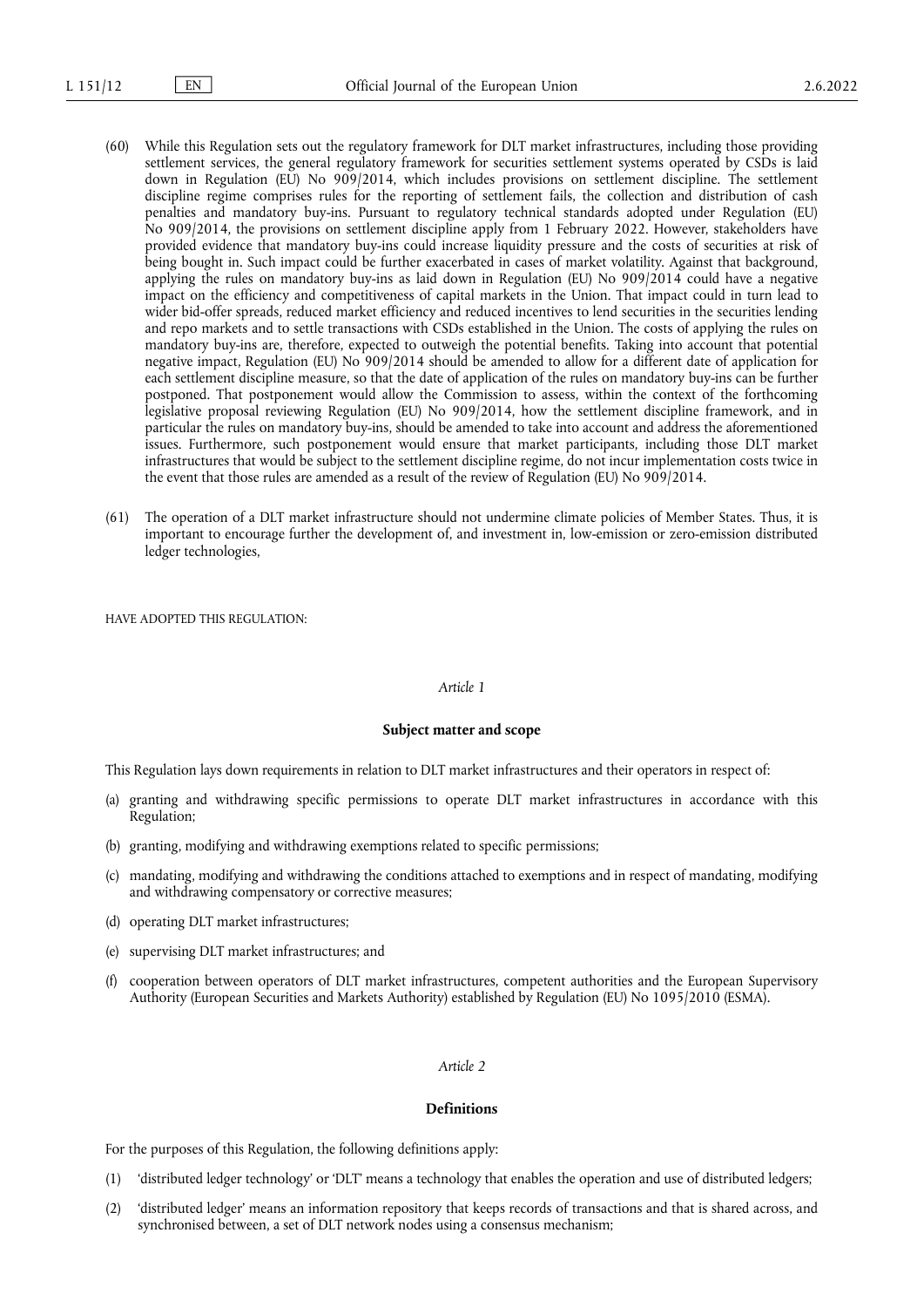(60) While this Regulation sets out the regulatory framework for DLT market infrastructures, including those providing settlement services, the general regulatory framework for securities settlement systems operated by CSDs is laid down in Regulation (EU) No 909/2014, which includes provisions on settlement discipline. The settlement discipline regime comprises rules for the reporting of settlement fails, the collection and distribution of cash penalties and mandatory buy-ins. Pursuant to regulatory technical standards adopted under Regulation (EU) No 909/2014, the provisions on settlement discipline apply from 1 February 2022. However, stakeholders have provided evidence that mandatory buy-ins could increase liquidity pressure and the costs of securities at risk of being bought in. Such impact could be further exacerbated in cases of market volatility. Against that background, applying the rules on mandatory buy-ins as laid down in Regulation (EU) No 909/2014 could have a negative impact on the efficiency and competitiveness of capital markets in the Union. That impact could in turn lead to wider bid-offer spreads, reduced market efficiency and reduced incentives to lend securities in the securities lending and repo markets and to settle transactions with CSDs established in the Union. The costs of applying the rules on mandatory buy-ins are, therefore, expected to outweigh the potential benefits. Taking into account that potential negative impact, Regulation (EU) No 909/2014 should be amended to allow for a different date of application for each settlement discipline measure, so that the date of application of the rules on mandatory buy-ins can be further postponed. That postponement would allow the Commission to assess, within the context of the forthcoming legislative proposal reviewing Regulation (EU) No 909/2014, how the settlement discipline framework, and in particular the rules on mandatory buy-ins, should be amended to take into account and address the aforementioned issues. Furthermore, such postponement would ensure that market participants, including those DLT market infrastructures that would be subject to the settlement discipline regime, do not incur implementation costs twice in the event that those rules are amended as a result of the review of Regulation (EU) No 909/2014.

(61) The operation of a DLT market infrastructure should not undermine climate policies of Member States. Thus, it is important to encourage further the development of, and investment in, low-emission or zero-emission distributed ledger technologies,

HAVE ADOPTED THIS REGULATION:

*Article 1*

**Subject matter and scope**

This Regulation lays down requirements in relation to DLT market infrastructures and their operators in respect of:

(a) granting and withdrawing specific permissions to operate DLT market infrastructures in accordance with this Regulation;

(b) granting, modifying and withdrawing exemptions related to specific permissions;

(c) mandating, modifying and withdrawing the conditions attached to exemptions and in respect of mandating, modifying and withdrawing compensatory or corrective measures;

(d) operating DLT market infrastructures;

(e) supervising DLT market infrastructures; and

(f) cooperation between operators of DLT market infrastructures, competent authorities and the European Supervisory Authority (European Securities and Markets Authority) established by Regulation (EU) No 1095/2010 (ESMA).

*Article 2*

**Definitions**

For the purposes of this Regulation, the following definitions apply:

(1) 'distributed ledger technology' or 'DLT' means a technology that enables the operation and use of distributed ledgers;

(2) 'distributed ledger' means an information repository that keeps records of transactions and that is shared across, and synchronised between, a set of DLT network nodes using a consensus mechanism;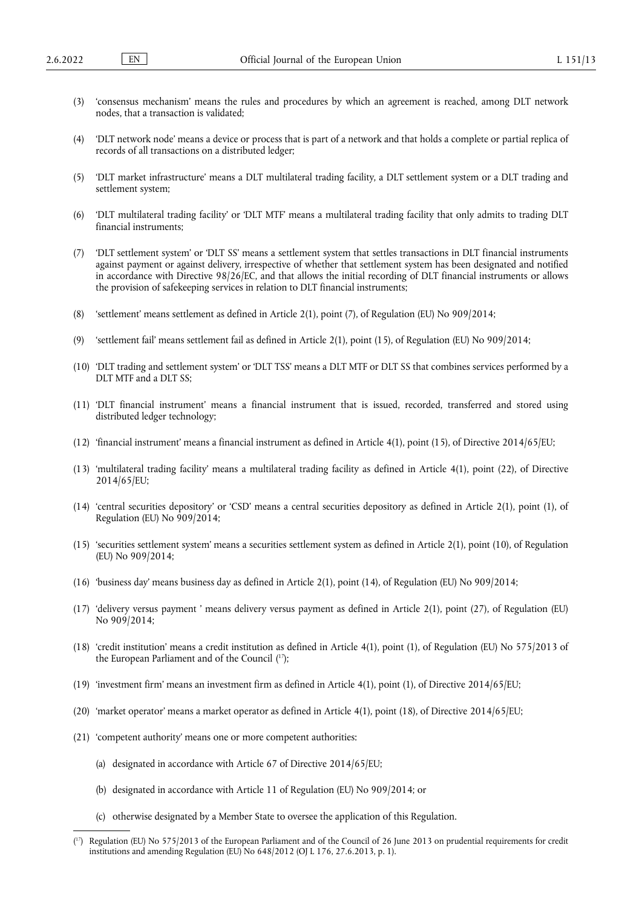(3) ‘consensus mechanism’ means the rules and procedures by which an agreement is reached, among DLT network nodes, that a transaction is validated;

(4) ‘DLT network node’ means a device or process that is part of a network and that holds a complete or partial replica of records of all transactions on a distributed ledger;

(5) ‘DLT market infrastructure’ means a DLT multilateral trading facility, a DLT settlement system or a DLT trading and settlement system;

(6) ‘DLT multilateral trading facility’ or ‘DLT MTF’ means a multilateral trading facility that only admits to trading DLT financial instruments;

(7) ‘DLT settlement system’ or ‘DLT SS’ means a settlement system that settles transactions in DLT financial instruments against payment or against delivery, irrespective of whether that settlement system has been designated and notified in accordance with Directive 98/26/EC, and that allows the initial recording of DLT financial instruments or allows the provision of safekeeping services in relation to DLT financial instruments;

(8) ‘settlement’ means settlement as defined in Article 2(1), point (7), of Regulation (EU) No 909/2014;

(9) ‘settlement fail’ means settlement fail as defined in Article 2(1), point (15), of Regulation (EU) No 909/2014;

(10) ‘DLT trading and settlement system’ or ‘DLT TSS’ means a DLT MTF or DLT SS that combines services performed by a DLT MTF and a DLT SS;

(11) ‘DLT financial instrument’ means a financial instrument that is issued, recorded, transferred and stored using distributed ledger technology;

(12) ‘financial instrument’ means a financial instrument as defined in Article 4(1), point (15), of Directive 2014/65/EU;

(13) ‘multilateral trading facility’ means a multilateral trading facility as defined in Article 4(1), point (22), of Directive 2014/65/EU;

(14) ‘central securities depository’ or ‘CSD’ means a central securities depository as defined in Article 2(1), point (1), of Regulation (EU) No 909/2014;

(15) ‘securities settlement system’ means a securities settlement system as defined in Article 2(1), point (10), of Regulation (EU) No 909/2014;

(16) ‘business day’ means business day as defined in Article 2(1), point (14), of Regulation (EU) No 909/2014;

(17) ‘delivery versus payment ’ means delivery versus payment as defined in Article 2(1), point (27), of Regulation (EU) No 909/2014;

(18) ‘credit institution’ means a credit institution as defined in Article 4(1), point (1), of Regulation (EU) No 575/2013 of the European Parliament and of the Council [17];

(19) ‘investment firm’ means an investment firm as defined in Article 4(1), point (1), of Directive 2014/65/EU;

(20) ‘market operator’ means a market operator as defined in Article 4(1), point (18), of Directive 2014/65/EU;

(21) ‘competent authority’ means one or more competent authorities:

(a) designated in accordance with Article 67 of Directive 2014/65/EU;

(b) designated in accordance with Article 11 of Regulation (EU) No 909/2014; or

(c) otherwise designated by a Member State to oversee the application of this Regulation.

---

[17] Regulation (EU) No 575/2013 of the European Parliament and of the Council of 26 June 2013 on prudential requirements for credit institutions and amending Regulation (EU) No 648/2012 (OJ L 176, 27.6.2013, p. 1).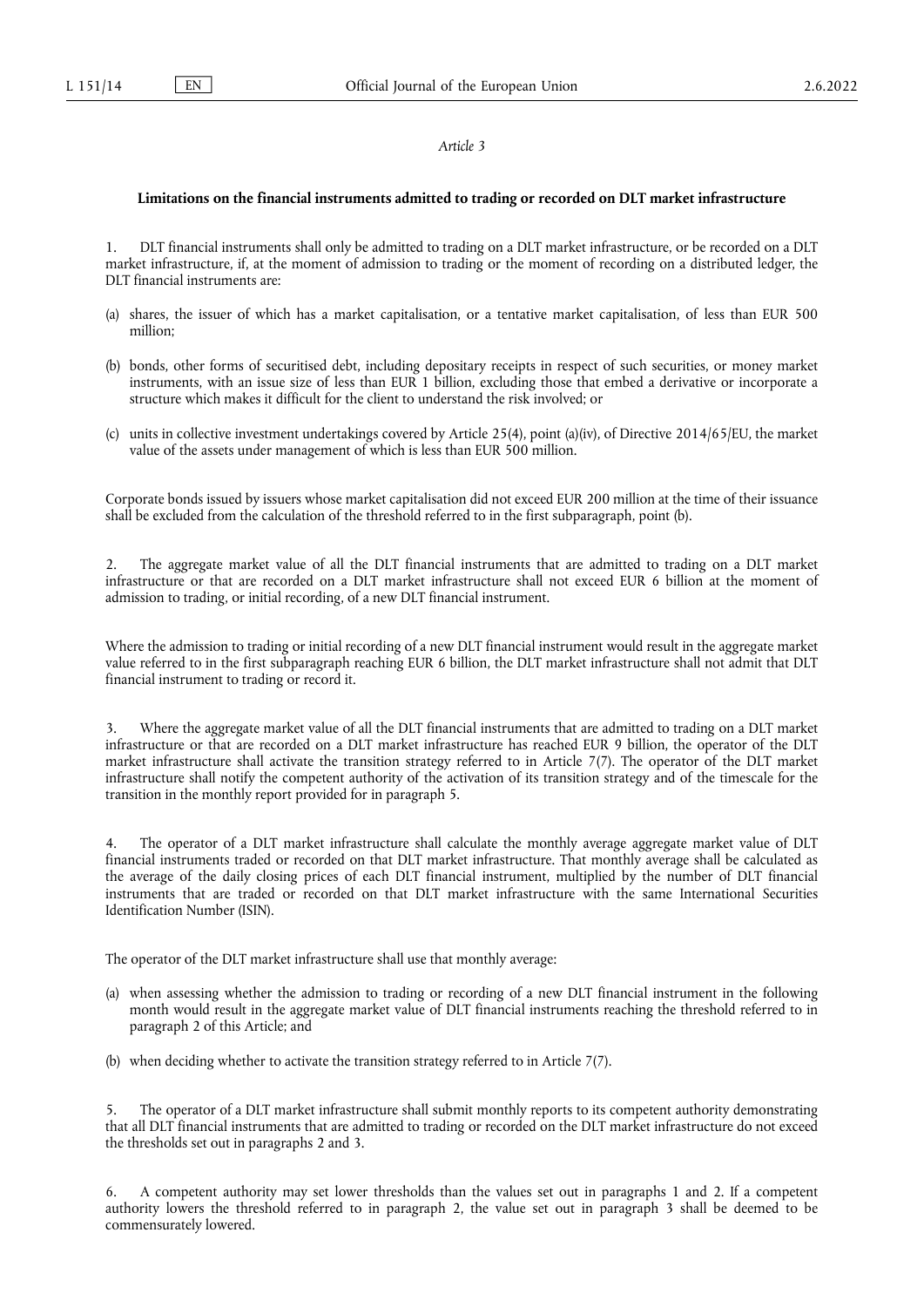*Article 3*

**Limitations on the financial instruments admitted to trading or recorded on DLT market infrastructure**

1. DLT financial instruments shall only be admitted to trading on a DLT market infrastructure, or be recorded on a DLT market infrastructure, if, at the moment of admission to trading or the moment of recording on a distributed ledger, the DLT financial instruments are:

(a) shares, the issuer of which has a market capitalisation, or a tentative market capitalisation, of less than EUR 500 million;

(b) bonds, other forms of securitised debt, including depositary receipts in respect of such securities, or money market instruments, with an issue size of less than EUR 1 billion, excluding those that embed a derivative or incorporate a structure which makes it difficult for the client to understand the risk involved; or

(c) units in collective investment undertakings covered by Article 25(4), point (a)(iv), of Directive 2014/65/EU, the market value of the assets under management of which is less than EUR 500 million.

Corporate bonds issued by issuers whose market capitalisation did not exceed EUR 200 million at the time of their issuance shall be excluded from the calculation of the threshold referred to in the first subparagraph, point (b).

2. The aggregate market value of all the DLT financial instruments that are admitted to trading on a DLT market infrastructure or that are recorded on a DLT market infrastructure shall not exceed EUR 6 billion at the moment of admission to trading, or initial recording, of a new DLT financial instrument.

Where the admission to trading or initial recording of a new DLT financial instrument would result in the aggregate market value referred to in the first subparagraph reaching EUR 6 billion, the DLT market infrastructure shall not admit that DLT financial instrument to trading or record it.

3. Where the aggregate market value of all the DLT financial instruments that are admitted to trading on a DLT market infrastructure or that are recorded on a DLT market infrastructure has reached EUR 9 billion, the operator of the DLT market infrastructure shall activate the transition strategy referred to in Article 7(7). The operator of the DLT market infrastructure shall notify the competent authority of the activation of its transition strategy and of the timescale for the transition in the monthly report provided for in paragraph 5.

4. The operator of a DLT market infrastructure shall calculate the monthly average aggregate market value of DLT financial instruments traded or recorded on that DLT market infrastructure. That monthly average shall be calculated as the average of the daily closing prices of each DLT financial instrument, multiplied by the number of DLT financial instruments that are traded or recorded on that DLT market infrastructure with the same International Securities Identification Number (ISIN).

The operator of the DLT market infrastructure shall use that monthly average:

(a) when assessing whether the admission to trading or recording of a new DLT financial instrument in the following month would result in the aggregate market value of DLT financial instruments reaching the threshold referred to in paragraph 2 of this Article; and

(b) when deciding whether to activate the transition strategy referred to in Article 7(7).

5. The operator of a DLT market infrastructure shall submit monthly reports to its competent authority demonstrating that all DLT financial instruments that are admitted to trading or recorded on the DLT market infrastructure do not exceed the thresholds set out in paragraphs 2 and 3.

6. A competent authority may set lower thresholds than the values set out in paragraphs 1 and 2. If a competent authority lowers the threshold referred to in paragraph 2, the value set out in paragraph 3 shall be deemed to be commensurately lowered.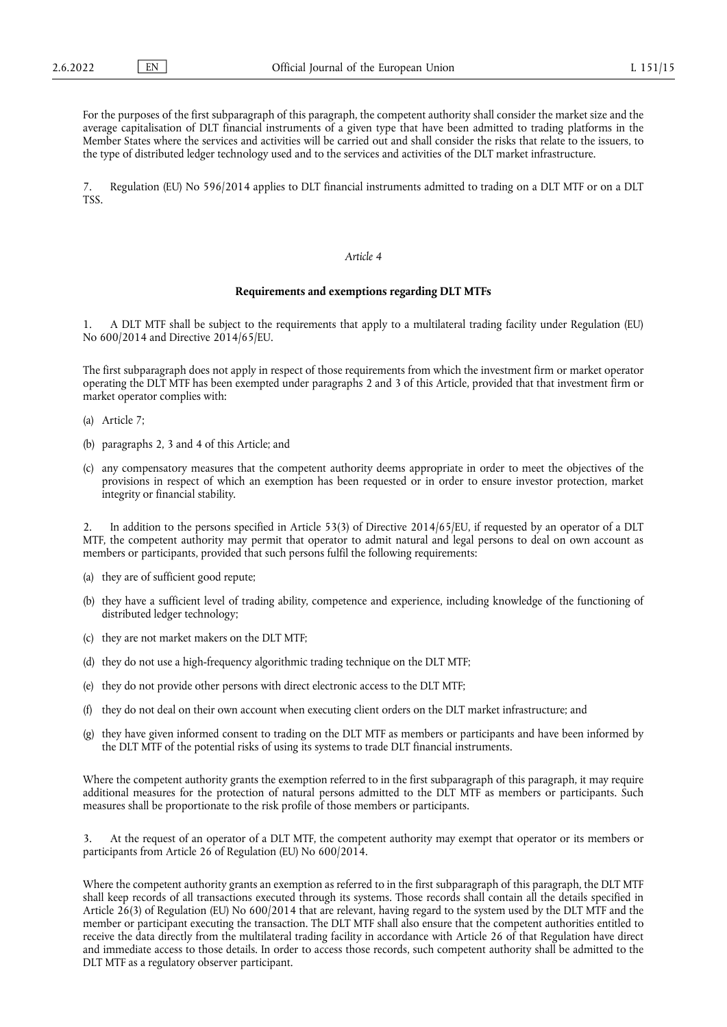For the purposes of the first subparagraph of this paragraph, the competent authority shall consider the market size and the average capitalisation of DLT financial instruments of a given type that have been admitted to trading platforms in the Member States where the services and activities will be carried out and shall consider the risks that relate to the issuers, to the type of distributed ledger technology used and to the services and activities of the DLT market infrastructure.

7. Regulation (EU) No 596/2014 applies to DLT financial instruments admitted to trading on a DLT MTF or on a DLT TSS.

*Article 4*

**Requirements and exemptions regarding DLT MTFs**

1. A DLT MTF shall be subject to the requirements that apply to a multilateral trading facility under Regulation (EU) No 600/2014 and Directive 2014/65/EU.

The first subparagraph does not apply in respect of those requirements from which the investment firm or market operator operating the DLT MTF has been exempted under paragraphs 2 and 3 of this Article, provided that that investment firm or market operator complies with:

(a) Article 7;

(b) paragraphs 2, 3 and 4 of this Article; and

(c) any compensatory measures that the competent authority deems appropriate in order to meet the objectives of the provisions in respect of which an exemption has been requested or in order to ensure investor protection, market integrity or financial stability.

2. In addition to the persons specified in Article 53(3) of Directive 2014/65/EU, if requested by an operator of a DLT MTF, the competent authority may permit that operator to admit natural and legal persons to deal on own account as members or participants, provided that such persons fulfil the following requirements:

(a) they are of sufficient good repute;

(b) they have a sufficient level of trading ability, competence and experience, including knowledge of the functioning of distributed ledger technology;

(c) they are not market makers on the DLT MTF;

(d) they do not use a high-frequency algorithmic trading technique on the DLT MTF;

(e) they do not provide other persons with direct electronic access to the DLT MTF;

(f) they do not deal on their own account when executing client orders on the DLT market infrastructure; and

(g) they have given informed consent to trading on the DLT MTF as members or participants and have been informed by the DLT MTF of the potential risks of using its systems to trade DLT financial instruments.

Where the competent authority grants the exemption referred to in the first subparagraph of this paragraph, it may require additional measures for the protection of natural persons admitted to the DLT MTF as members or participants. Such measures shall be proportionate to the risk profile of those members or participants.

3. At the request of an operator of a DLT MTF, the competent authority may exempt that operator or its members or participants from Article 26 of Regulation (EU) No 600/2014.

Where the competent authority grants an exemption as referred to in the first subparagraph of this paragraph, the DLT MTF shall keep records of all transactions executed through its systems. Those records shall contain all the details specified in Article 26(3) of Regulation (EU) No 600/2014 that are relevant, having regard to the system used by the DLT MTF and the member or participant executing the transaction. The DLT MTF shall also ensure that the competent authorities entitled to receive the data directly from the multilateral trading facility in accordance with Article 26 of that Regulation have direct and immediate access to those details. In order to access those records, such competent authority shall be admitted to the DLT MTF as a regulatory observer participant.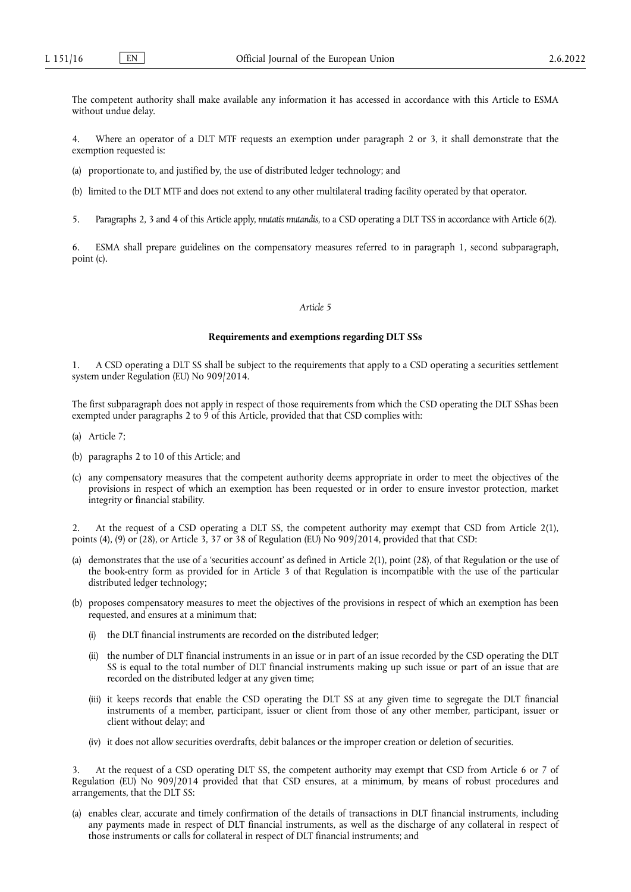The competent authority shall make available any information it has accessed in accordance with this Article to ESMA without undue delay.

4. Where an operator of a DLT MTF requests an exemption under paragraph 2 or 3, it shall demonstrate that the exemption requested is:

(a) proportionate to, and justified by, the use of distributed ledger technology; and

(b) limited to the DLT MTF and does not extend to any other multilateral trading facility operated by that operator.

5. Paragraphs 2, 3 and 4 of this Article apply, *mutatis mutandis*, to a CSD operating a DLT TSS in accordance with Article 6(2).

6. ESMA shall prepare guidelines on the compensatory measures referred to in paragraph 1, second subparagraph, point (c).

*Article 5*

**Requirements and exemptions regarding DLT SSs**

1. A CSD operating a DLT SS shall be subject to the requirements that apply to a CSD operating a securities settlement system under Regulation (EU) No 909/2014.

The first subparagraph does not apply in respect of those requirements from which the CSD operating the DLT SShas been exempted under paragraphs 2 to 9 of this Article, provided that that CSD complies with:

(a) Article 7;

(b) paragraphs 2 to 10 of this Article; and

(c) any compensatory measures that the competent authority deems appropriate in order to meet the objectives of the provisions in respect of which an exemption has been requested or in order to ensure investor protection, market integrity or financial stability.

2. At the request of a CSD operating a DLT SS, the competent authority may exempt that CSD from Article 2(1), points (4), (9) or (28), or Article 3, 37 or 38 of Regulation (EU) No 909/2014, provided that that CSD:

(a) demonstrates that the use of a 'securities account' as defined in Article 2(1), point (28), of that Regulation or the use of the book-entry form as provided for in Article 3 of that Regulation is incompatible with the use of the particular distributed ledger technology;

(b) proposes compensatory measures to meet the objectives of the provisions in respect of which an exemption has been requested, and ensures at a minimum that:

   (i) the DLT financial instruments are recorded on the distributed ledger;

   (ii) the number of DLT financial instruments in an issue or in part of an issue recorded by the CSD operating the DLT SS is equal to the total number of DLT financial instruments making up such issue or part of an issue that are recorded on the distributed ledger at any given time;

   (iii) it keeps records that enable the CSD operating the DLT SS at any given time to segregate the DLT financial instruments of a member, participant, issuer or client from those of any other member, participant, issuer or client without delay; and

   (iv) it does not allow securities overdrafts, debit balances or the improper creation or deletion of securities.

3. At the request of a CSD operating DLT SS, the competent authority may exempt that CSD from Article 6 or 7 of Regulation (EU) No 909/2014 provided that that CSD ensures, at a minimum, by means of robust procedures and arrangements, that the DLT SS:

(a) enables clear, accurate and timely confirmation of the details of transactions in DLT financial instruments, including any payments made in respect of DLT financial instruments, as well as the discharge of any collateral in respect of those instruments or calls for collateral in respect of DLT financial instruments; and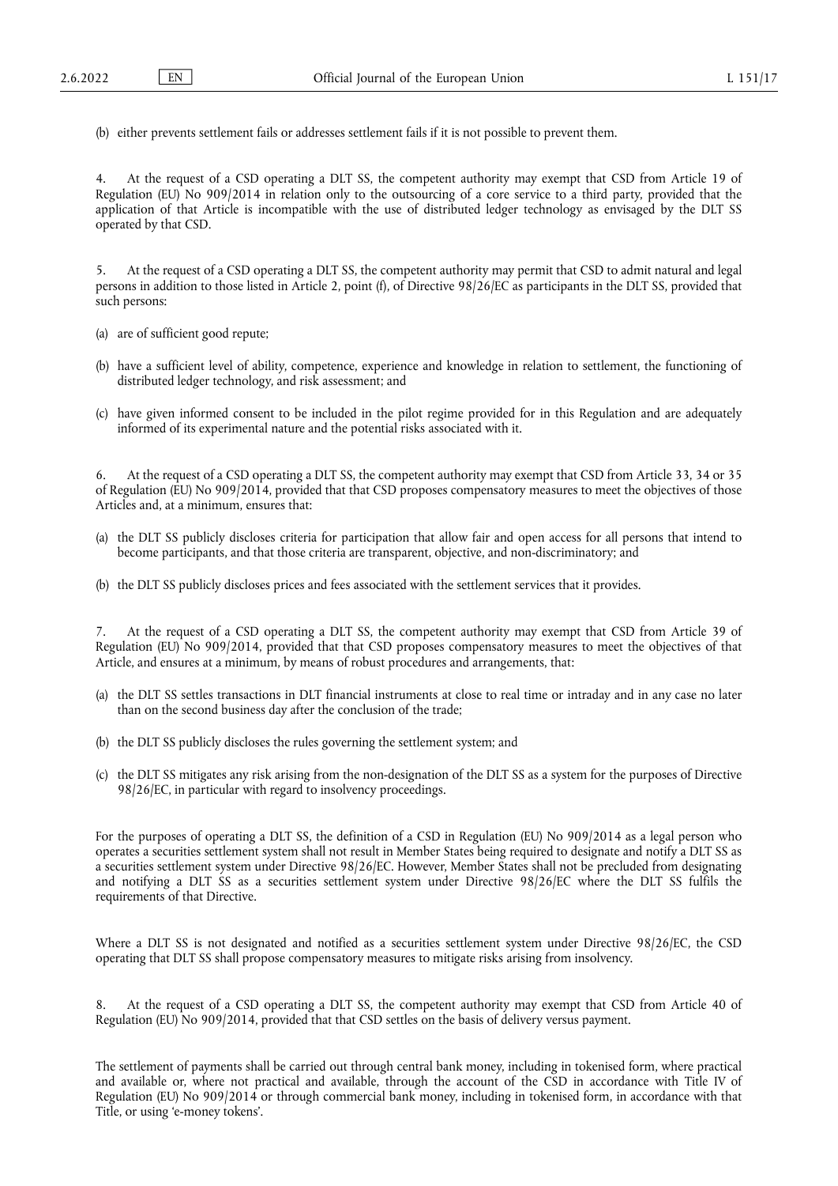(b) either prevents settlement fails or addresses settlement fails if it is not possible to prevent them.

4. At the request of a CSD operating a DLT SS, the competent authority may exempt that CSD from Article 19 of Regulation (EU) No 909/2014 in relation only to the outsourcing of a core service to a third party, provided that the application of that Article is incompatible with the use of distributed ledger technology as envisaged by the DLT SS operated by that CSD.

5. At the request of a CSD operating a DLT SS, the competent authority may permit that CSD to admit natural and legal persons in addition to those listed in Article 2, point (f), of Directive 98/26/EC as participants in the DLT SS, provided that such persons:

(a) are of sufficient good repute;

(b) have a sufficient level of ability, competence, experience and knowledge in relation to settlement, the functioning of distributed ledger technology, and risk assessment; and

(c) have given informed consent to be included in the pilot regime provided for in this Regulation and are adequately informed of its experimental nature and the potential risks associated with it.

6. At the request of a CSD operating a DLT SS, the competent authority may exempt that CSD from Article 33, 34 or 35 of Regulation (EU) No 909/2014, provided that that CSD proposes compensatory measures to meet the objectives of those Articles and, at a minimum, ensures that:

(a) the DLT SS publicly discloses criteria for participation that allow fair and open access for all persons that intend to become participants, and that those criteria are transparent, objective, and non-discriminatory; and

(b) the DLT SS publicly discloses prices and fees associated with the settlement services that it provides.

7. At the request of a CSD operating a DLT SS, the competent authority may exempt that CSD from Article 39 of Regulation (EU) No 909/2014, provided that that CSD proposes compensatory measures to meet the objectives of that Article, and ensures at a minimum, by means of robust procedures and arrangements, that:

(a) the DLT SS settles transactions in DLT financial instruments at close to real time or intraday and in any case no later than on the second business day after the conclusion of the trade;

(b) the DLT SS publicly discloses the rules governing the settlement system; and

(c) the DLT SS mitigates any risk arising from the non-designation of the DLT SS as a system for the purposes of Directive 98/26/EC, in particular with regard to insolvency proceedings.

For the purposes of operating a DLT SS, the definition of a CSD in Regulation (EU) No 909/2014 as a legal person who operates a securities settlement system shall not result in Member States being required to designate and notify a DLT SS as a securities settlement system under Directive 98/26/EC. However, Member States shall not be precluded from designating and notifying a DLT SS as a securities settlement system under Directive 98/26/EC where the DLT SS fulfils the requirements of that Directive.

Where a DLT SS is not designated and notified as a securities settlement system under Directive 98/26/EC, the CSD operating that DLT SS shall propose compensatory measures to mitigate risks arising from insolvency.

8. At the request of a CSD operating a DLT SS, the competent authority may exempt that CSD from Article 40 of Regulation (EU) No 909/2014, provided that that CSD settles on the basis of delivery versus payment.

The settlement of payments shall be carried out through central bank money, including in tokenised form, where practical and available or, where not practical and available, through the account of the CSD in accordance with Title IV of Regulation (EU) No 909/2014 or through commercial bank money, including in tokenised form, in accordance with that Title, or using 'e-money tokens'.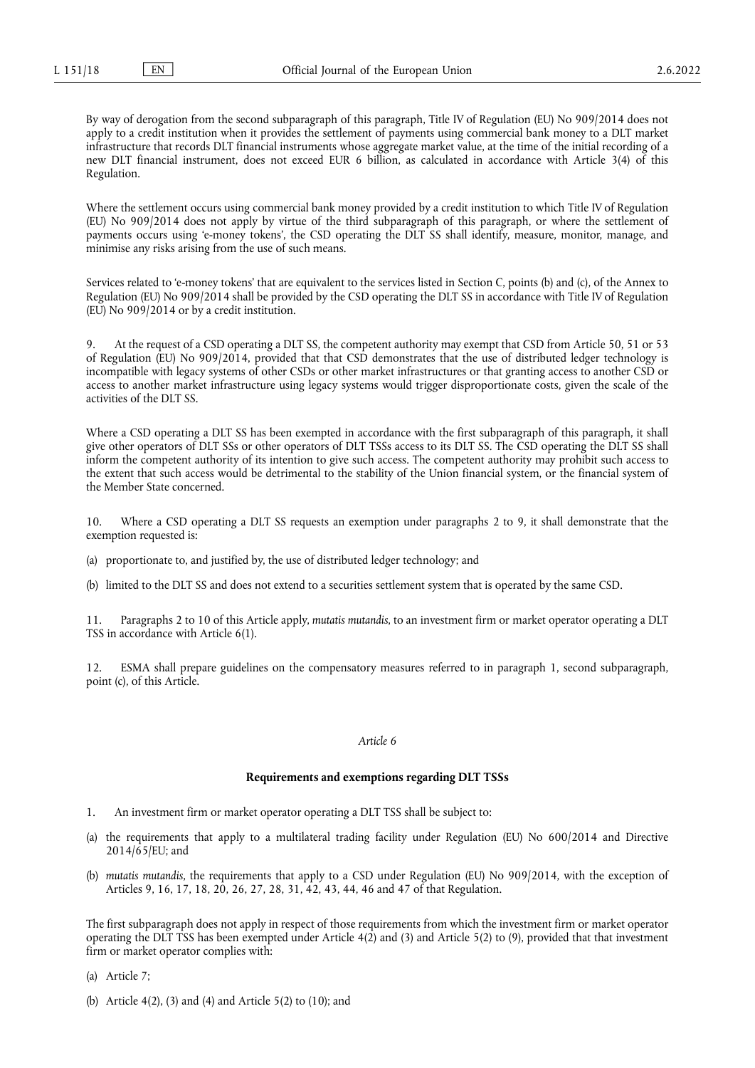By way of derogation from the second subparagraph of this paragraph, Title IV of Regulation (EU) No 909/2014 does not apply to a credit institution when it provides the settlement of payments using commercial bank money to a DLT market infrastructure that records DLT financial instruments whose aggregate market value, at the time of the initial recording of a new DLT financial instrument, does not exceed EUR 6 billion, as calculated in accordance with Article 3(4) of this Regulation.

Where the settlement occurs using commercial bank money provided by a credit institution to which Title IV of Regulation (EU) No 909/2014 does not apply by virtue of the third subparagraph of this paragraph, or where the settlement of payments occurs using 'e-money tokens', the CSD operating the DLT SS shall identify, measure, monitor, manage, and minimise any risks arising from the use of such means.

Services related to 'e-money tokens' that are equivalent to the services listed in Section C, points (b) and (c), of the Annex to Regulation (EU) No 909/2014 shall be provided by the CSD operating the DLT SS in accordance with Title IV of Regulation (EU) No 909/2014 or by a credit institution.

9. At the request of a CSD operating a DLT SS, the competent authority may exempt that CSD from Article 50, 51 or 53 of Regulation (EU) No 909/2014, provided that that CSD demonstrates that the use of distributed ledger technology is incompatible with legacy systems of other CSDs or other market infrastructures or that granting access to another CSD or access to another market infrastructure using legacy systems would trigger disproportionate costs, given the scale of the activities of the DLT SS.

Where a CSD operating a DLT SS has been exempted in accordance with the first subparagraph of this paragraph, it shall give other operators of DLT SSs or other operators of DLT TSSs access to its DLT SS. The CSD operating the DLT SS shall inform the competent authority of its intention to give such access. The competent authority may prohibit such access to the extent that such access would be detrimental to the stability of the Union financial system, or the financial system of the Member State concerned.

10. Where a CSD operating a DLT SS requests an exemption under paragraphs 2 to 9, it shall demonstrate that the exemption requested is:

(a) proportionate to, and justified by, the use of distributed ledger technology; and

(b) limited to the DLT SS and does not extend to a securities settlement system that is operated by the same CSD.

11. Paragraphs 2 to 10 of this Article apply, *mutatis mutandis*, to an investment firm or market operator operating a DLT TSS in accordance with Article 6(1).

12. ESMA shall prepare guidelines on the compensatory measures referred to in paragraph 1, second subparagraph, point (c), of this Article.

*Article 6*

**Requirements and exemptions regarding DLT TSSs**

1. An investment firm or market operator operating a DLT TSS shall be subject to:

(a) the requirements that apply to a multilateral trading facility under Regulation (EU) No 600/2014 and Directive 2014/65/EU; and

(b) *mutatis mutandis*, the requirements that apply to a CSD under Regulation (EU) No 909/2014, with the exception of Articles 9, 16, 17, 18, 20, 26, 27, 28, 31, 42, 43, 44, 46 and 47 of that Regulation.

The first subparagraph does not apply in respect of those requirements from which the investment firm or market operator operating the DLT TSS has been exempted under Article 4(2) and (3) and Article 5(2) to (9), provided that that investment firm or market operator complies with:

(a) Article 7;

(b) Article 4(2), (3) and (4) and Article 5(2) to (10); and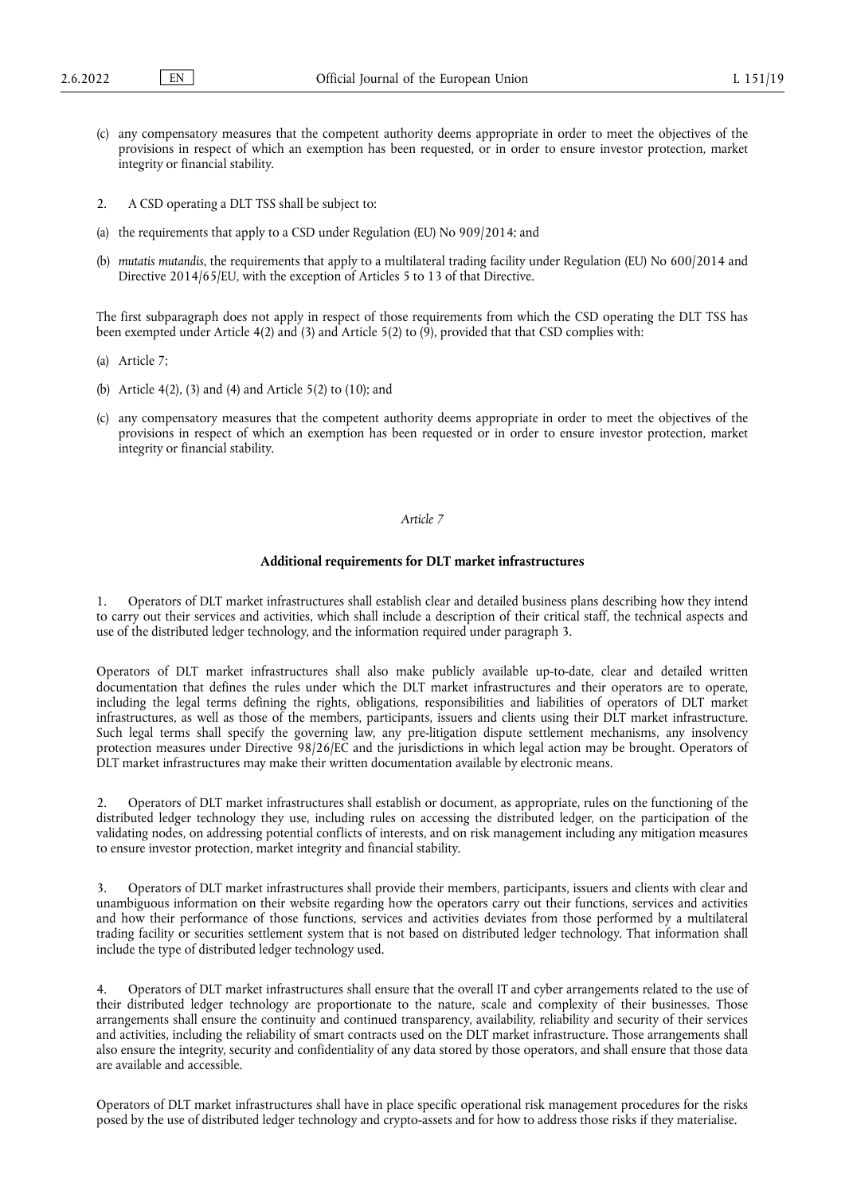(c) any compensatory measures that the competent authority deems appropriate in order to meet the objectives of the provisions in respect of which an exemption has been requested, or in order to ensure investor protection, market integrity or financial stability.

2. A CSD operating a DLT TSS shall be subject to:

(a) the requirements that apply to a CSD under Regulation (EU) No 909/2014; and

(b) *mutatis mutandis*, the requirements that apply to a multilateral trading facility under Regulation (EU) No 600/2014 and Directive 2014/65/EU, with the exception of Articles 5 to 13 of that Directive.

The first subparagraph does not apply in respect of those requirements from which the CSD operating the DLT TSS has been exempted under Article 4(2) and (3) and Article 5(2) to (9), provided that that CSD complies with:

(a) Article 7;

(b) Article 4(2), (3) and (4) and Article 5(2) to (10); and

(c) any compensatory measures that the competent authority deems appropriate in order to meet the objectives of the provisions in respect of which an exemption has been requested or in order to ensure investor protection, market integrity or financial stability.

*Article 7*

**Additional requirements for DLT market infrastructures**

1. Operators of DLT market infrastructures shall establish clear and detailed business plans describing how they intend to carry out their services and activities, which shall include a description of their critical staff, the technical aspects and use of the distributed ledger technology, and the information required under paragraph 3.

Operators of DLT market infrastructures shall also make publicly available up-to-date, clear and detailed written documentation that defines the rules under which the DLT market infrastructures and their operators are to operate, including the legal terms defining the rights, obligations, responsibilities and liabilities of operators of DLT market infrastructures, as well as those of the members, participants, issuers and clients using their DLT market infrastructure. Such legal terms shall specify the governing law, any pre-litigation dispute settlement mechanisms, any insolvency protection measures under Directive 98/26/EC and the jurisdictions in which legal action may be brought. Operators of DLT market infrastructures may make their written documentation available by electronic means.

2. Operators of DLT market infrastructures shall establish or document, as appropriate, rules on the functioning of the distributed ledger technology they use, including rules on accessing the distributed ledger, on the participation of the validating nodes, on addressing potential conflicts of interests, and on risk management including any mitigation measures to ensure investor protection, market integrity and financial stability.

3. Operators of DLT market infrastructures shall provide their members, participants, issuers and clients with clear and unambiguous information on their website regarding how the operators carry out their functions, services and activities and how their performance of those functions, services and activities deviates from those performed by a multilateral trading facility or securities settlement system that is not based on distributed ledger technology. That information shall include the type of distributed ledger technology used.

4. Operators of DLT market infrastructures shall ensure that the overall IT and cyber arrangements related to the use of their distributed ledger technology are proportionate to the nature, scale and complexity of their businesses. Those arrangements shall ensure the continuity and continued transparency, availability, reliability and security of their services and activities, including the reliability of smart contracts used on the DLT market infrastructure. Those arrangements shall also ensure the integrity, security and confidentiality of any data stored by those operators, and shall ensure that those data are available and accessible.

Operators of DLT market infrastructures shall have in place specific operational risk management procedures for the risks posed by the use of distributed ledger technology and crypto-assets and for how to address those risks if they materialise.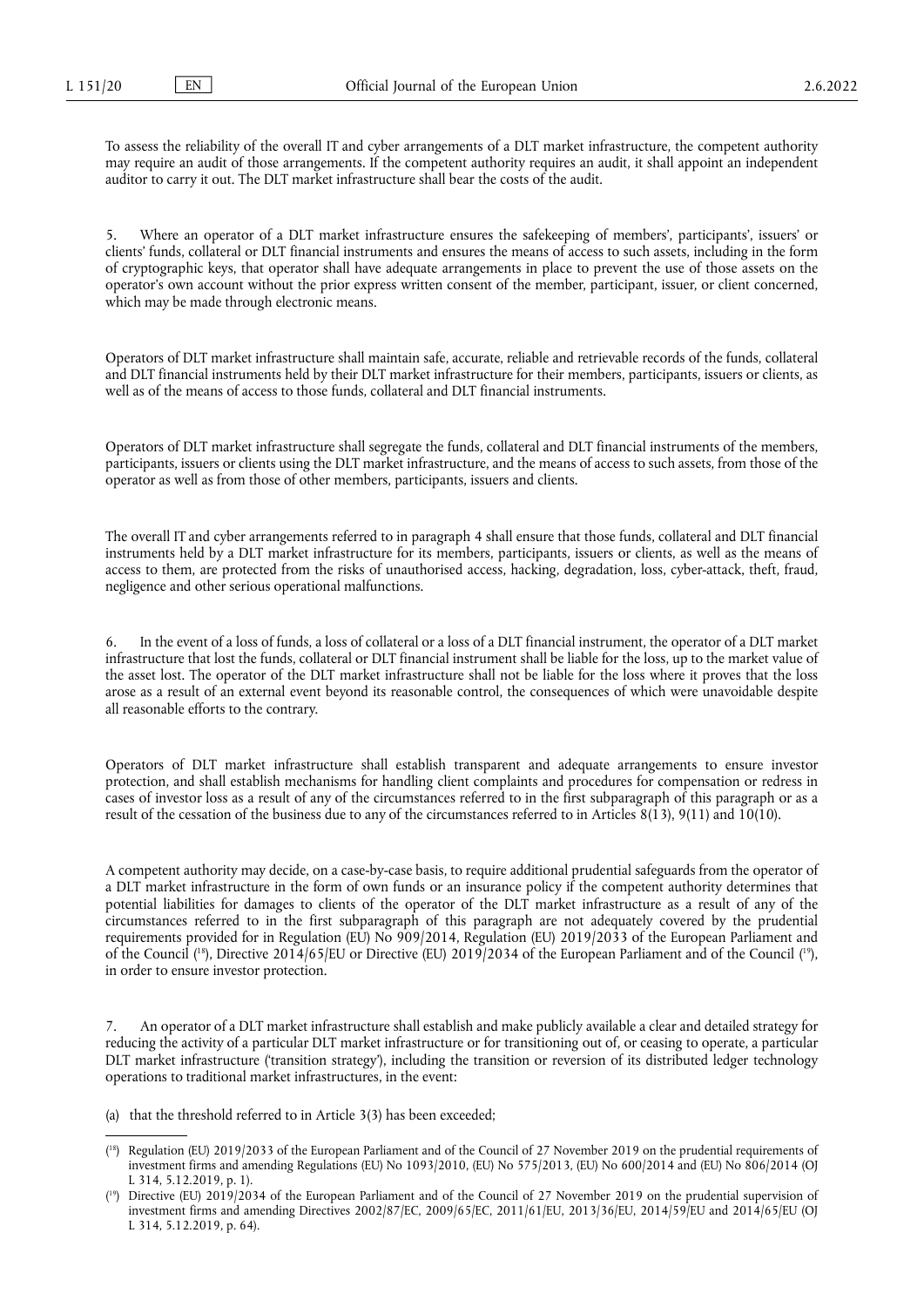To assess the reliability of the overall IT and cyber arrangements of a DLT market infrastructure, the competent authority may require an audit of those arrangements. If the competent authority requires an audit, it shall appoint an independent auditor to carry it out. The DLT market infrastructure shall bear the costs of the audit.

5. Where an operator of a DLT market infrastructure ensures the safekeeping of members', participants', issuers' or clients' funds, collateral or DLT financial instruments and ensures the means of access to such assets, including in the form of cryptographic keys, that operator shall have adequate arrangements in place to prevent the use of those assets on the operator's own account without the prior express written consent of the member, participant, issuer, or client concerned, which may be made through electronic means.

Operators of DLT market infrastructure shall maintain safe, accurate, reliable and retrievable records of the funds, collateral and DLT financial instruments held by their DLT market infrastructure for their members, participants, issuers or clients, as well as of the means of access to those funds, collateral and DLT financial instruments.

Operators of DLT market infrastructure shall segregate the funds, collateral and DLT financial instruments of the members, participants, issuers or clients using the DLT market infrastructure, and the means of access to such assets, from those of the operator as well as from those of other members, participants, issuers and clients.

The overall IT and cyber arrangements referred to in paragraph 4 shall ensure that those funds, collateral and DLT financial instruments held by a DLT market infrastructure for its members, participants, issuers or clients, as well as the means of access to them, are protected from the risks of unauthorised access, hacking, degradation, loss, cyber-attack, theft, fraud, negligence and other serious operational malfunctions.

6. In the event of a loss of funds, a loss of collateral or a loss of a DLT financial instrument, the operator of a DLT market infrastructure that lost the funds, collateral or DLT financial instrument shall be liable for the loss, up to the market value of the asset lost. The operator of the DLT market infrastructure shall not be liable for the loss where it proves that the loss arose as a result of an external event beyond its reasonable control, the consequences of which were unavoidable despite all reasonable efforts to the contrary.

Operators of DLT market infrastructure shall establish transparent and adequate arrangements to ensure investor protection, and shall establish mechanisms for handling client complaints and procedures for compensation or redress in cases of investor loss as a result of any of the circumstances referred to in the first subparagraph of this paragraph or as a result of the cessation of the business due to any of the circumstances referred to in Articles 8(13), 9(11) and 10(10).

A competent authority may decide, on a case-by-case basis, to require additional prudential safeguards from the operator of a DLT market infrastructure in the form of own funds or an insurance policy if the competent authority determines that potential liabilities for damages to clients of the operator of the DLT market infrastructure as a result of any of the circumstances referred to in the first subparagraph of this paragraph are not adequately covered by the prudential requirements provided for in Regulation (EU) No 909/2014, Regulation (EU) 2019/2033 of the European Parliament and of the Council ([18]), Directive 2014/65/EU or Directive (EU) 2019/2034 of the European Parliament and of the Council ([19]), in order to ensure investor protection.

7. An operator of a DLT market infrastructure shall establish and make publicly available a clear and detailed strategy for reducing the activity of a particular DLT market infrastructure or for transitioning out of, or ceasing to operate, a particular DLT market infrastructure ('transition strategy'), including the transition or reversion of its distributed ledger technology operations to traditional market infrastructures, in the event:

(a) that the threshold referred to in Article 3(3) has been exceeded;

---

([18]) Regulation (EU) 2019/2033 of the European Parliament and of the Council of 27 November 2019 on the prudential requirements of investment firms and amending Regulations (EU) No 1093/2010, (EU) No 575/2013, (EU) No 600/2014 and (EU) No 806/2014 (OJ L 314, 5.12.2019, p. 1).

([19]) Directive (EU) 2019/2034 of the European Parliament and of the Council of 27 November 2019 on the prudential supervision of investment firms and amending Directives 2002/87/EC, 2009/65/EC, 2011/61/EU, 2013/36/EU, 2014/59/EU and 2014/65/EU (OJ L 314, 5.12.2019, p. 64).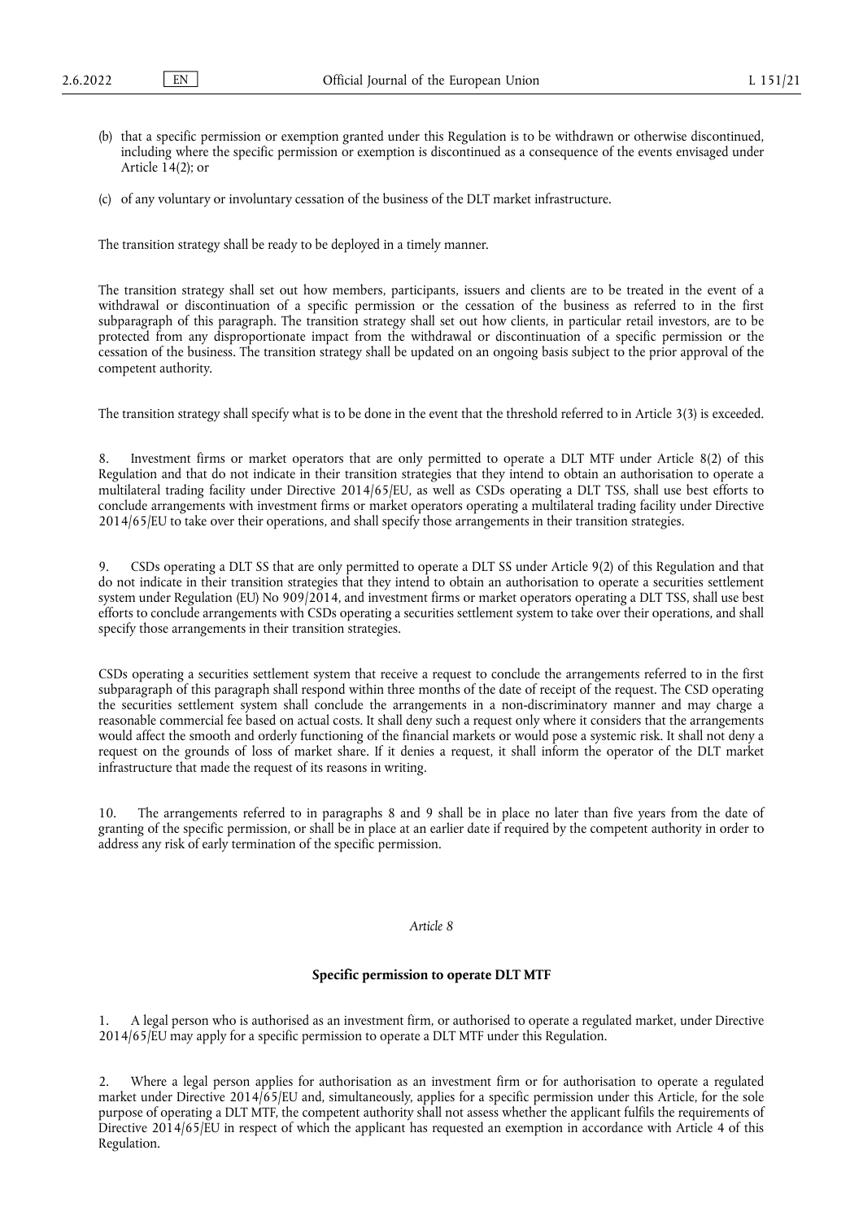(b) that a specific permission or exemption granted under this Regulation is to be withdrawn or otherwise discontinued, including where the specific permission or exemption is discontinued as a consequence of the events envisaged under Article 14(2); or

(c) of any voluntary or involuntary cessation of the business of the DLT market infrastructure.

The transition strategy shall be ready to be deployed in a timely manner.

The transition strategy shall set out how members, participants, issuers and clients are to be treated in the event of a withdrawal or discontinuation of a specific permission or the cessation of the business as referred to in the first subparagraph of this paragraph. The transition strategy shall set out how clients, in particular retail investors, are to be protected from any disproportionate impact from the withdrawal or discontinuation of a specific permission or the cessation of the business. The transition strategy shall be updated on an ongoing basis subject to the prior approval of the competent authority.

The transition strategy shall specify what is to be done in the event that the threshold referred to in Article 3(3) is exceeded.

8. Investment firms or market operators that are only permitted to operate a DLT MTF under Article 8(2) of this Regulation and that do not indicate in their transition strategies that they intend to obtain an authorisation to operate a multilateral trading facility under Directive 2014/65/EU, as well as CSDs operating a DLT TSS, shall use best efforts to conclude arrangements with investment firms or market operators operating a multilateral trading facility under Directive 2014/65/EU to take over their operations, and shall specify those arrangements in their transition strategies.

9. CSDs operating a DLT SS that are only permitted to operate a DLT SS under Article 9(2) of this Regulation and that do not indicate in their transition strategies that they intend to obtain an authorisation to operate a securities settlement system under Regulation (EU) No 909/2014, and investment firms or market operators operating a DLT TSS, shall use best efforts to conclude arrangements with CSDs operating a securities settlement system to take over their operations, and shall specify those arrangements in their transition strategies.

CSDs operating a securities settlement system that receive a request to conclude the arrangements referred to in the first subparagraph of this paragraph shall respond within three months of the date of receipt of the request. The CSD operating the securities settlement system shall conclude the arrangements in a non-discriminatory manner and may charge a reasonable commercial fee based on actual costs. It shall deny such a request only where it considers that the arrangements would affect the smooth and orderly functioning of the financial markets or would pose a systemic risk. It shall not deny a request on the grounds of loss of market share. If it denies a request, it shall inform the operator of the DLT market infrastructure that made the request of its reasons in writing.

10. The arrangements referred to in paragraphs 8 and 9 shall be in place no later than five years from the date of granting of the specific permission, or shall be in place at an earlier date if required by the competent authority in order to address any risk of early termination of the specific permission.

*Article 8*

**Specific permission to operate DLT MTF**

1. A legal person who is authorised as an investment firm, or authorised to operate a regulated market, under Directive 2014/65/EU may apply for a specific permission to operate a DLT MTF under this Regulation.

2. Where a legal person applies for authorisation as an investment firm or for authorisation to operate a regulated market under Directive 2014/65/EU and, simultaneously, applies for a specific permission under this Article, for the sole purpose of operating a DLT MTF, the competent authority shall not assess whether the applicant fulfils the requirements of Directive 2014/65/EU in respect of which the applicant has requested an exemption in accordance with Article 4 of this Regulation.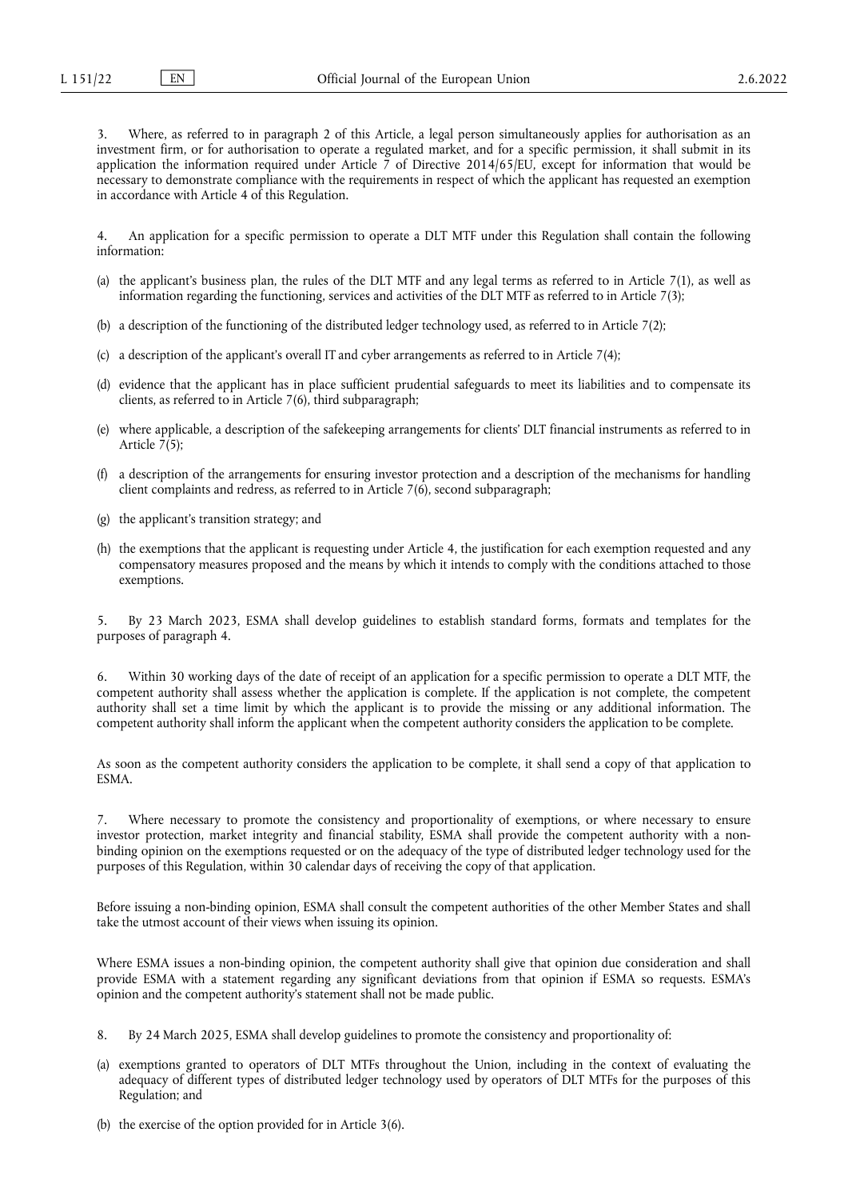3. Where, as referred to in paragraph 2 of this Article, a legal person simultaneously applies for authorisation as an investment firm, or for authorisation to operate a regulated market, and for a specific permission, it shall submit in its application the information required under Article 7 of Directive 2014/65/EU, except for information that would be necessary to demonstrate compliance with the requirements in respect of which the applicant has requested an exemption in accordance with Article 4 of this Regulation.

4. An application for a specific permission to operate a DLT MTF under this Regulation shall contain the following information:

(a) the applicant's business plan, the rules of the DLT MTF and any legal terms as referred to in Article 7(1), as well as information regarding the functioning, services and activities of the DLT MTF as referred to in Article 7(3);

(b) a description of the functioning of the distributed ledger technology used, as referred to in Article 7(2);

(c) a description of the applicant's overall IT and cyber arrangements as referred to in Article 7(4);

(d) evidence that the applicant has in place sufficient prudential safeguards to meet its liabilities and to compensate its clients, as referred to in Article 7(6), third subparagraph;

(e) where applicable, a description of the safekeeping arrangements for clients' DLT financial instruments as referred to in Article 7(5);

(f) a description of the arrangements for ensuring investor protection and a description of the mechanisms for handling client complaints and redress, as referred to in Article 7(6), second subparagraph;

(g) the applicant's transition strategy; and

(h) the exemptions that the applicant is requesting under Article 4, the justification for each exemption requested and any compensatory measures proposed and the means by which it intends to comply with the conditions attached to those exemptions.

5. By 23 March 2023, ESMA shall develop guidelines to establish standard forms, formats and templates for the purposes of paragraph 4.

6. Within 30 working days of the date of receipt of an application for a specific permission to operate a DLT MTF, the competent authority shall assess whether the application is complete. If the application is not complete, the competent authority shall set a time limit by which the applicant is to provide the missing or any additional information. The competent authority shall inform the applicant when the competent authority considers the application to be complete.

As soon as the competent authority considers the application to be complete, it shall send a copy of that application to ESMA.

7. Where necessary to promote the consistency and proportionality of exemptions, or where necessary to ensure investor protection, market integrity and financial stability, ESMA shall provide the competent authority with a non-binding opinion on the exemptions requested or on the adequacy of the type of distributed ledger technology used for the purposes of this Regulation, within 30 calendar days of receiving the copy of that application.

Before issuing a non-binding opinion, ESMA shall consult the competent authorities of the other Member States and shall take the utmost account of their views when issuing its opinion.

Where ESMA issues a non-binding opinion, the competent authority shall give that opinion due consideration and shall provide ESMA with a statement regarding any significant deviations from that opinion if ESMA so requests. ESMA's opinion and the competent authority's statement shall not be made public.

8. By 24 March 2025, ESMA shall develop guidelines to promote the consistency and proportionality of:

(a) exemptions granted to operators of DLT MTFs throughout the Union, including in the context of evaluating the adequacy of different types of distributed ledger technology used by operators of DLT MTFs for the purposes of this Regulation; and

(b) the exercise of the option provided for in Article 3(6).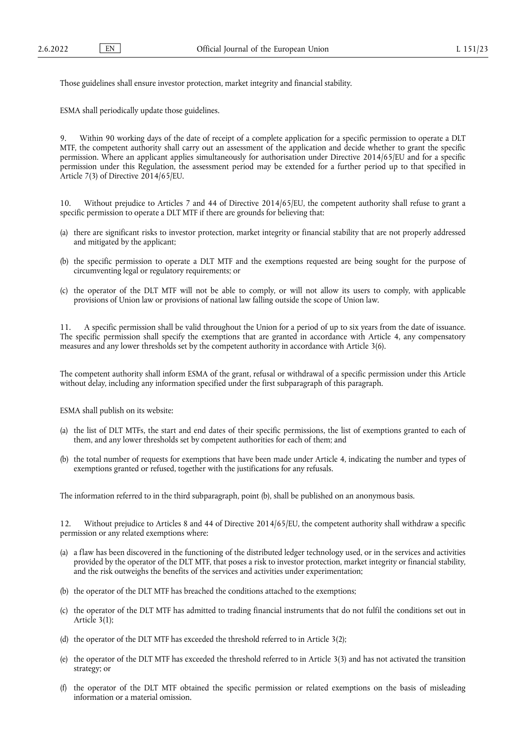Those guidelines shall ensure investor protection, market integrity and financial stability.

ESMA shall periodically update those guidelines.

9. Within 90 working days of the date of receipt of a complete application for a specific permission to operate a DLT MTF, the competent authority shall carry out an assessment of the application and decide whether to grant the specific permission. Where an applicant applies simultaneously for authorisation under Directive 2014/65/EU and for a specific permission under this Regulation, the assessment period may be extended for a further period up to that specified in Article 7(3) of Directive 2014/65/EU.

10. Without prejudice to Articles 7 and 44 of Directive 2014/65/EU, the competent authority shall refuse to grant a specific permission to operate a DLT MTF if there are grounds for believing that:

(a) there are significant risks to investor protection, market integrity or financial stability that are not properly addressed and mitigated by the applicant;

(b) the specific permission to operate a DLT MTF and the exemptions requested are being sought for the purpose of circumventing legal or regulatory requirements; or

(c) the operator of the DLT MTF will not be able to comply, or will not allow its users to comply, with applicable provisions of Union law or provisions of national law falling outside the scope of Union law.

11. A specific permission shall be valid throughout the Union for a period of up to six years from the date of issuance. The specific permission shall specify the exemptions that are granted in accordance with Article 4, any compensatory measures and any lower thresholds set by the competent authority in accordance with Article 3(6).

The competent authority shall inform ESMA of the grant, refusal or withdrawal of a specific permission under this Article without delay, including any information specified under the first subparagraph of this paragraph.

ESMA shall publish on its website:

(a) the list of DLT MTFs, the start and end dates of their specific permissions, the list of exemptions granted to each of them, and any lower thresholds set by competent authorities for each of them; and

(b) the total number of requests for exemptions that have been made under Article 4, indicating the number and types of exemptions granted or refused, together with the justifications for any refusals.

The information referred to in the third subparagraph, point (b), shall be published on an anonymous basis.

12. Without prejudice to Articles 8 and 44 of Directive 2014/65/EU, the competent authority shall withdraw a specific permission or any related exemptions where:

(a) a flaw has been discovered in the functioning of the distributed ledger technology used, or in the services and activities provided by the operator of the DLT MTF, that poses a risk to investor protection, market integrity or financial stability, and the risk outweighs the benefits of the services and activities under experimentation;

(b) the operator of the DLT MTF has breached the conditions attached to the exemptions;

(c) the operator of the DLT MTF has admitted to trading financial instruments that do not fulfil the conditions set out in Article 3(1);

(d) the operator of the DLT MTF has exceeded the threshold referred to in Article 3(2);

(e) the operator of the DLT MTF has exceeded the threshold referred to in Article 3(3) and has not activated the transition strategy; or

(f) the operator of the DLT MTF obtained the specific permission or related exemptions on the basis of misleading information or a material omission.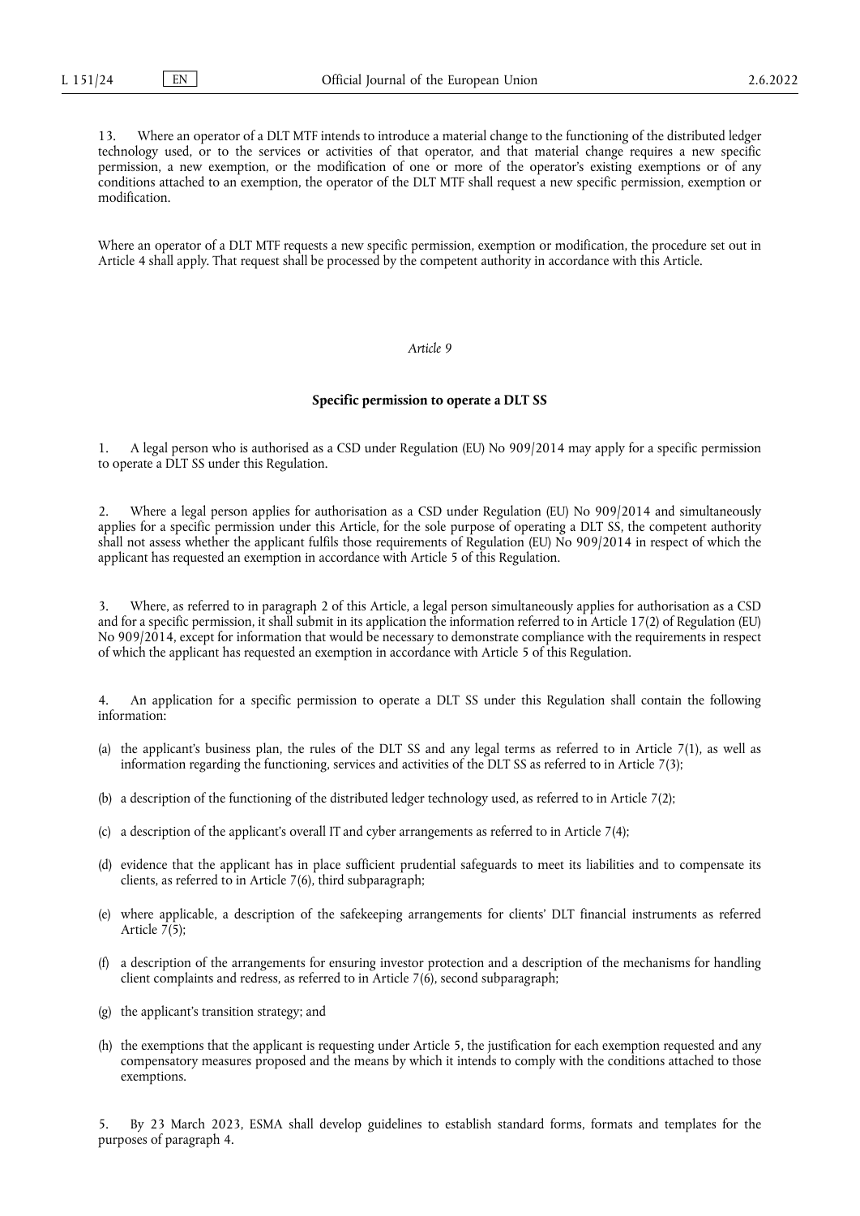13. Where an operator of a DLT MTF intends to introduce a material change to the functioning of the distributed ledger technology used, or to the services or activities of that operator, and that material change requires a new specific permission, a new exemption, or the modification of one or more of the operator's existing exemptions or of any conditions attached to an exemption, the operator of the DLT MTF shall request a new specific permission, exemption or modification.

Where an operator of a DLT MTF requests a new specific permission, exemption or modification, the procedure set out in Article 4 shall apply. That request shall be processed by the competent authority in accordance with this Article.

*Article 9*

**Specific permission to operate a DLT SS**

1. A legal person who is authorised as a CSD under Regulation (EU) No 909/2014 may apply for a specific permission to operate a DLT SS under this Regulation.

2. Where a legal person applies for authorisation as a CSD under Regulation (EU) No 909/2014 and simultaneously applies for a specific permission under this Article, for the sole purpose of operating a DLT SS, the competent authority shall not assess whether the applicant fulfils those requirements of Regulation (EU) No 909/2014 in respect of which the applicant has requested an exemption in accordance with Article 5 of this Regulation.

3. Where, as referred to in paragraph 2 of this Article, a legal person simultaneously applies for authorisation as a CSD and for a specific permission, it shall submit in its application the information referred to in Article 17(2) of Regulation (EU) No 909/2014, except for information that would be necessary to demonstrate compliance with the requirements in respect of which the applicant has requested an exemption in accordance with Article 5 of this Regulation.

4. An application for a specific permission to operate a DLT SS under this Regulation shall contain the following information:

(a) the applicant's business plan, the rules of the DLT SS and any legal terms as referred to in Article 7(1), as well as information regarding the functioning, services and activities of the DLT SS as referred to in Article 7(3);

(b) a description of the functioning of the distributed ledger technology used, as referred to in Article 7(2);

(c) a description of the applicant's overall IT and cyber arrangements as referred to in Article 7(4);

(d) evidence that the applicant has in place sufficient prudential safeguards to meet its liabilities and to compensate its clients, as referred to in Article 7(6), third subparagraph;

(e) where applicable, a description of the safekeeping arrangements for clients' DLT financial instruments as referred Article 7(5);

(f) a description of the arrangements for ensuring investor protection and a description of the mechanisms for handling client complaints and redress, as referred to in Article 7(6), second subparagraph;

(g) the applicant's transition strategy; and

(h) the exemptions that the applicant is requesting under Article 5, the justification for each exemption requested and any compensatory measures proposed and the means by which it intends to comply with the conditions attached to those exemptions.

5. By 23 March 2023, ESMA shall develop guidelines to establish standard forms, formats and templates for the purposes of paragraph 4.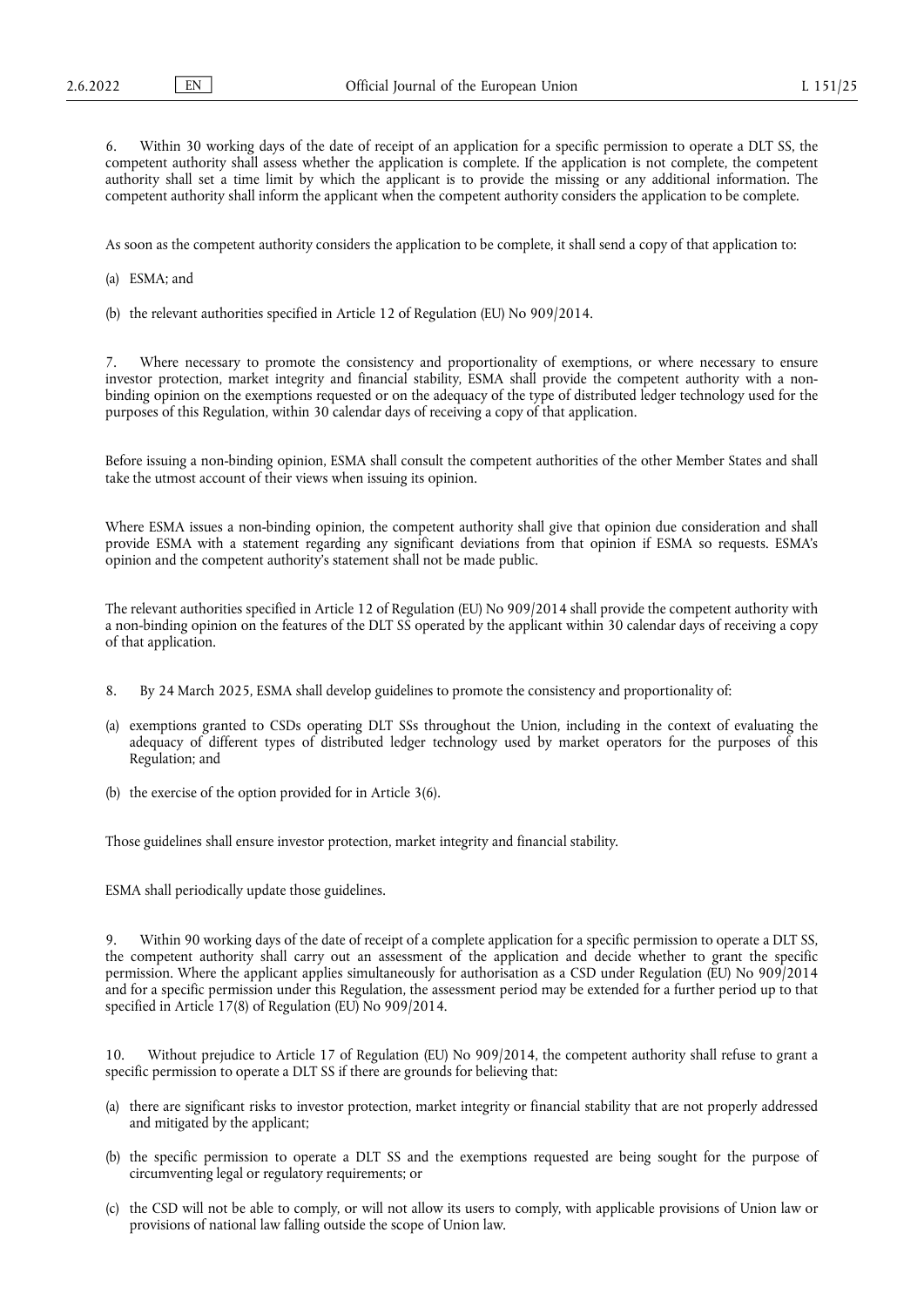6. Within 30 working days of the date of receipt of an application for a specific permission to operate a DLT SS, the competent authority shall assess whether the application is complete. If the application is not complete, the competent authority shall set a time limit by which the applicant is to provide the missing or any additional information. The competent authority shall inform the applicant when the competent authority considers the application to be complete.

As soon as the competent authority considers the application to be complete, it shall send a copy of that application to:

(a) ESMA; and

(b) the relevant authorities specified in Article 12 of Regulation (EU) No 909/2014.

7. Where necessary to promote the consistency and proportionality of exemptions, or where necessary to ensure investor protection, market integrity and financial stability, ESMA shall provide the competent authority with a non-binding opinion on the exemptions requested or on the adequacy of the type of distributed ledger technology used for the purposes of this Regulation, within 30 calendar days of receiving a copy of that application.

Before issuing a non-binding opinion, ESMA shall consult the competent authorities of the other Member States and shall take the utmost account of their views when issuing its opinion.

Where ESMA issues a non-binding opinion, the competent authority shall give that opinion due consideration and shall provide ESMA with a statement regarding any significant deviations from that opinion if ESMA so requests. ESMA's opinion and the competent authority's statement shall not be made public.

The relevant authorities specified in Article 12 of Regulation (EU) No 909/2014 shall provide the competent authority with a non-binding opinion on the features of the DLT SS operated by the applicant within 30 calendar days of receiving a copy of that application.

8. By 24 March 2025, ESMA shall develop guidelines to promote the consistency and proportionality of:

(a) exemptions granted to CSDs operating DLT SSs throughout the Union, including in the context of evaluating the adequacy of different types of distributed ledger technology used by market operators for the purposes of this Regulation; and

(b) the exercise of the option provided for in Article 3(6).

Those guidelines shall ensure investor protection, market integrity and financial stability.

ESMA shall periodically update those guidelines.

9. Within 90 working days of the date of receipt of a complete application for a specific permission to operate a DLT SS, the competent authority shall carry out an assessment of the application and decide whether to grant the specific permission. Where the applicant applies simultaneously for authorisation as a CSD under Regulation (EU) No 909/2014 and for a specific permission under this Regulation, the assessment period may be extended for a further period up to that specified in Article 17(8) of Regulation (EU) No 909/2014.

10. Without prejudice to Article 17 of Regulation (EU) No 909/2014, the competent authority shall refuse to grant a specific permission to operate a DLT SS if there are grounds for believing that:

(a) there are significant risks to investor protection, market integrity or financial stability that are not properly addressed and mitigated by the applicant;

(b) the specific permission to operate a DLT SS and the exemptions requested are being sought for the purpose of circumventing legal or regulatory requirements; or

(c) the CSD will not be able to comply, or will not allow its users to comply, with applicable provisions of Union law or provisions of national law falling outside the scope of Union law.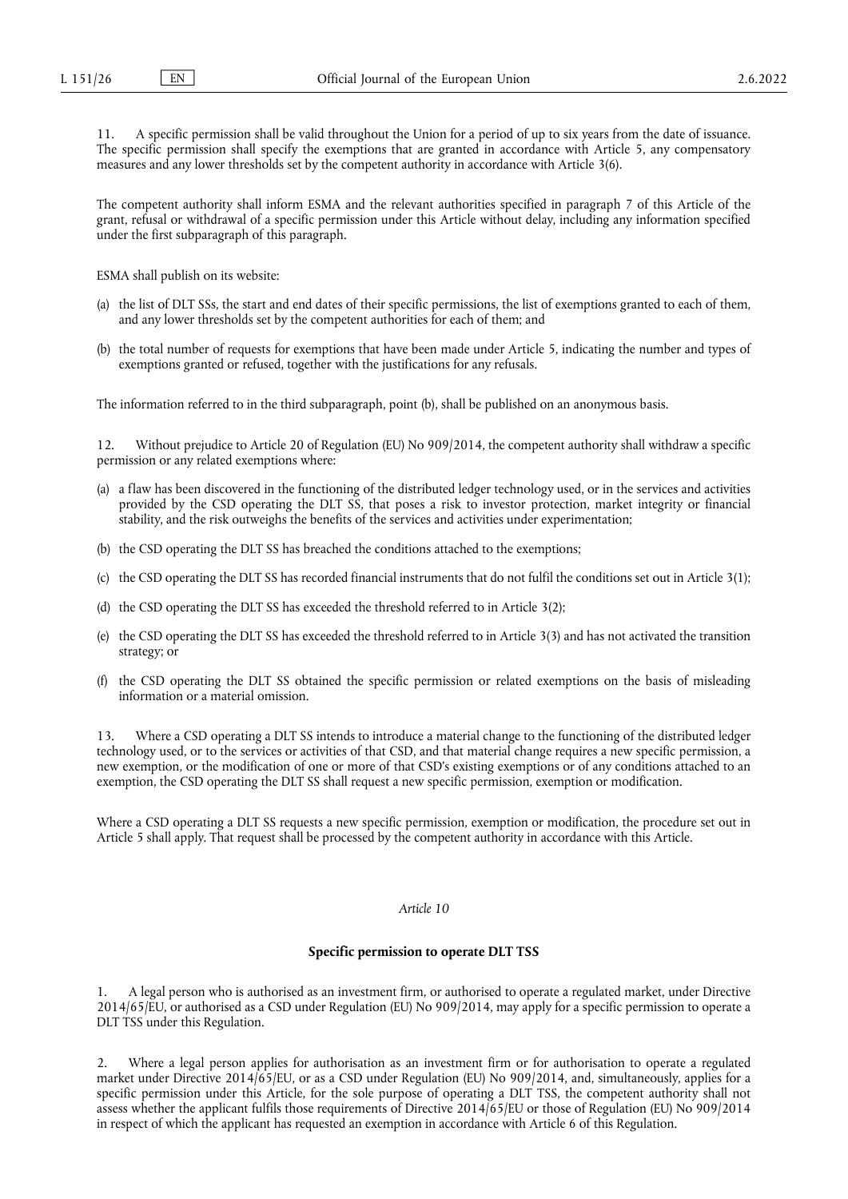11. A specific permission shall be valid throughout the Union for a period of up to six years from the date of issuance. The specific permission shall specify the exemptions that are granted in accordance with Article 5, any compensatory measures and any lower thresholds set by the competent authority in accordance with Article 3(6).

The competent authority shall inform ESMA and the relevant authorities specified in paragraph 7 of this Article of the grant, refusal or withdrawal of a specific permission under this Article without delay, including any information specified under the first subparagraph of this paragraph.

ESMA shall publish on its website:

(a) the list of DLT SSs, the start and end dates of their specific permissions, the list of exemptions granted to each of them, and any lower thresholds set by the competent authorities for each of them; and

(b) the total number of requests for exemptions that have been made under Article 5, indicating the number and types of exemptions granted or refused, together with the justifications for any refusals.

The information referred to in the third subparagraph, point (b), shall be published on an anonymous basis.

12. Without prejudice to Article 20 of Regulation (EU) No 909/2014, the competent authority shall withdraw a specific permission or any related exemptions where:

(a) a flaw has been discovered in the functioning of the distributed ledger technology used, or in the services and activities provided by the CSD operating the DLT SS, that poses a risk to investor protection, market integrity or financial stability, and the risk outweighs the benefits of the services and activities under experimentation;

(b) the CSD operating the DLT SS has breached the conditions attached to the exemptions;

(c) the CSD operating the DLT SS has recorded financial instruments that do not fulfil the conditions set out in Article 3(1);

(d) the CSD operating the DLT SS has exceeded the threshold referred to in Article 3(2);

(e) the CSD operating the DLT SS has exceeded the threshold referred to in Article 3(3) and has not activated the transition strategy; or

(f) the CSD operating the DLT SS obtained the specific permission or related exemptions on the basis of misleading information or a material omission.

13. Where a CSD operating a DLT SS intends to introduce a material change to the functioning of the distributed ledger technology used, or to the services or activities of that CSD, and that material change requires a new specific permission, a new exemption, or the modification of one or more of that CSD's existing exemptions or of any conditions attached to an exemption, the CSD operating the DLT SS shall request a new specific permission, exemption or modification.

Where a CSD operating a DLT SS requests a new specific permission, exemption or modification, the procedure set out in Article 5 shall apply. That request shall be processed by the competent authority in accordance with this Article.

*Article 10*

**Specific permission to operate DLT TSS**

1. A legal person who is authorised as an investment firm, or authorised to operate a regulated market, under Directive 2014/65/EU, or authorised as a CSD under Regulation (EU) No 909/2014, may apply for a specific permission to operate a DLT TSS under this Regulation.

2. Where a legal person applies for authorisation as an investment firm or for authorisation to operate a regulated market under Directive 2014/65/EU, or as a CSD under Regulation (EU) No 909/2014, and, simultaneously, applies for a specific permission under this Article, for the sole purpose of operating a DLT TSS, the competent authority shall not assess whether the applicant fulfils those requirements of Directive 2014/65/EU or those of Regulation (EU) No 909/2014 in respect of which the applicant has requested an exemption in accordance with Article 6 of this Regulation.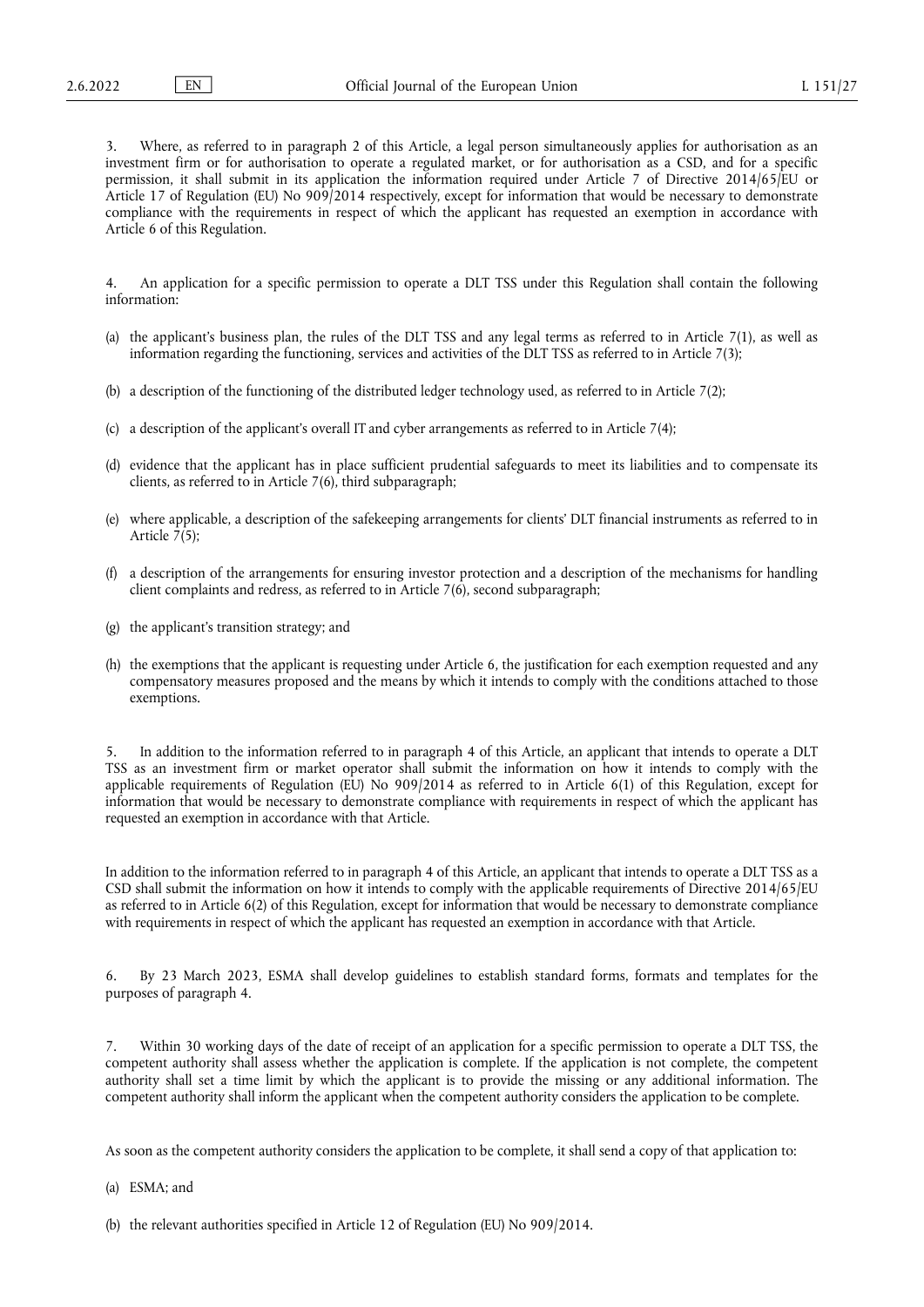3. Where, as referred to in paragraph 2 of this Article, a legal person simultaneously applies for authorisation as an investment firm or for authorisation to operate a regulated market, or for authorisation as a CSD, and for a specific permission, it shall submit in its application the information required under Article 7 of Directive 2014/65/EU or Article 17 of Regulation (EU) No 909/2014 respectively, except for information that would be necessary to demonstrate compliance with the requirements in respect of which the applicant has requested an exemption in accordance with Article 6 of this Regulation.

4. An application for a specific permission to operate a DLT TSS under this Regulation shall contain the following information:

(a) the applicant's business plan, the rules of the DLT TSS and any legal terms as referred to in Article 7(1), as well as information regarding the functioning, services and activities of the DLT TSS as referred to in Article 7(3);

(b) a description of the functioning of the distributed ledger technology used, as referred to in Article 7(2);

(c) a description of the applicant's overall IT and cyber arrangements as referred to in Article 7(4);

(d) evidence that the applicant has in place sufficient prudential safeguards to meet its liabilities and to compensate its clients, as referred to in Article 7(6), third subparagraph;

(e) where applicable, a description of the safekeeping arrangements for clients' DLT financial instruments as referred to in Article 7(5);

(f) a description of the arrangements for ensuring investor protection and a description of the mechanisms for handling client complaints and redress, as referred to in Article 7(6), second subparagraph;

(g) the applicant's transition strategy; and

(h) the exemptions that the applicant is requesting under Article 6, the justification for each exemption requested and any compensatory measures proposed and the means by which it intends to comply with the conditions attached to those exemptions.

5. In addition to the information referred to in paragraph 4 of this Article, an applicant that intends to operate a DLT TSS as an investment firm or market operator shall submit the information on how it intends to comply with the applicable requirements of Regulation (EU) No 909/2014 as referred to in Article 6(1) of this Regulation, except for information that would be necessary to demonstrate compliance with requirements in respect of which the applicant has requested an exemption in accordance with that Article.

In addition to the information referred to in paragraph 4 of this Article, an applicant that intends to operate a DLT TSS as a CSD shall submit the information on how it intends to comply with the applicable requirements of Directive 2014/65/EU as referred to in Article 6(2) of this Regulation, except for information that would be necessary to demonstrate compliance with requirements in respect of which the applicant has requested an exemption in accordance with that Article.

6. By 23 March 2023, ESMA shall develop guidelines to establish standard forms, formats and templates for the purposes of paragraph 4.

7. Within 30 working days of the date of receipt of an application for a specific permission to operate a DLT TSS, the competent authority shall assess whether the application is complete. If the application is not complete, the competent authority shall set a time limit by which the applicant is to provide the missing or any additional information. The competent authority shall inform the applicant when the competent authority considers the application to be complete.

As soon as the competent authority considers the application to be complete, it shall send a copy of that application to:

(a) ESMA; and

(b) the relevant authorities specified in Article 12 of Regulation (EU) No 909/2014.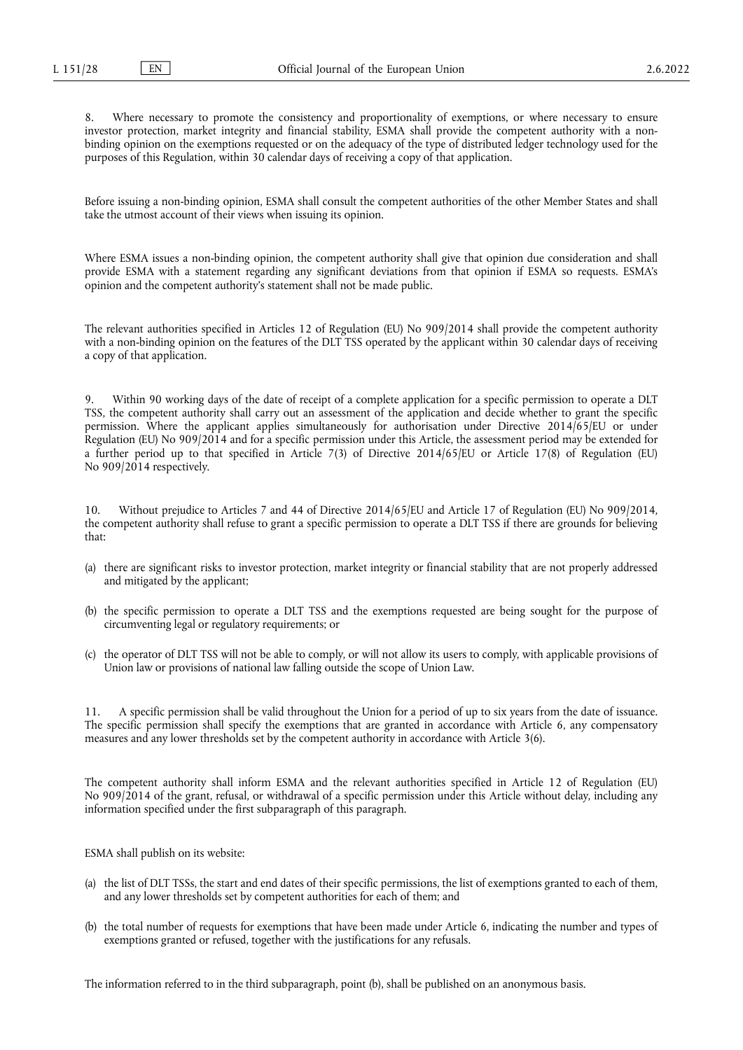8. Where necessary to promote the consistency and proportionality of exemptions, or where necessary to ensure investor protection, market integrity and financial stability, ESMA shall provide the competent authority with a non-binding opinion on the exemptions requested or on the adequacy of the type of distributed ledger technology used for the purposes of this Regulation, within 30 calendar days of receiving a copy of that application.

Before issuing a non-binding opinion, ESMA shall consult the competent authorities of the other Member States and shall take the utmost account of their views when issuing its opinion.

Where ESMA issues a non-binding opinion, the competent authority shall give that opinion due consideration and shall provide ESMA with a statement regarding any significant deviations from that opinion if ESMA so requests. ESMA's opinion and the competent authority's statement shall not be made public.

The relevant authorities specified in Articles 12 of Regulation (EU) No 909/2014 shall provide the competent authority with a non-binding opinion on the features of the DLT TSS operated by the applicant within 30 calendar days of receiving a copy of that application.

9. Within 90 working days of the date of receipt of a complete application for a specific permission to operate a DLT TSS, the competent authority shall carry out an assessment of the application and decide whether to grant the specific permission. Where the applicant applies simultaneously for authorisation under Directive 2014/65/EU or under Regulation (EU) No 909/2014 and for a specific permission under this Article, the assessment period may be extended for a further period up to that specified in Article 7(3) of Directive 2014/65/EU or Article 17(8) of Regulation (EU) No 909/2014 respectively.

10. Without prejudice to Articles 7 and 44 of Directive 2014/65/EU and Article 17 of Regulation (EU) No 909/2014, the competent authority shall refuse to grant a specific permission to operate a DLT TSS if there are grounds for believing that:

(a) there are significant risks to investor protection, market integrity or financial stability that are not properly addressed and mitigated by the applicant;

(b) the specific permission to operate a DLT TSS and the exemptions requested are being sought for the purpose of circumventing legal or regulatory requirements; or

(c) the operator of DLT TSS will not be able to comply, or will not allow its users to comply, with applicable provisions of Union law or provisions of national law falling outside the scope of Union Law.

11. A specific permission shall be valid throughout the Union for a period of up to six years from the date of issuance. The specific permission shall specify the exemptions that are granted in accordance with Article 6, any compensatory measures and any lower thresholds set by the competent authority in accordance with Article 3(6).

The competent authority shall inform ESMA and the relevant authorities specified in Article 12 of Regulation (EU) No 909/2014 of the grant, refusal, or withdrawal of a specific permission under this Article without delay, including any information specified under the first subparagraph of this paragraph.

ESMA shall publish on its website:

(a) the list of DLT TSSs, the start and end dates of their specific permissions, the list of exemptions granted to each of them, and any lower thresholds set by competent authorities for each of them; and

(b) the total number of requests for exemptions that have been made under Article 6, indicating the number and types of exemptions granted or refused, together with the justifications for any refusals.

The information referred to in the third subparagraph, point (b), shall be published on an anonymous basis.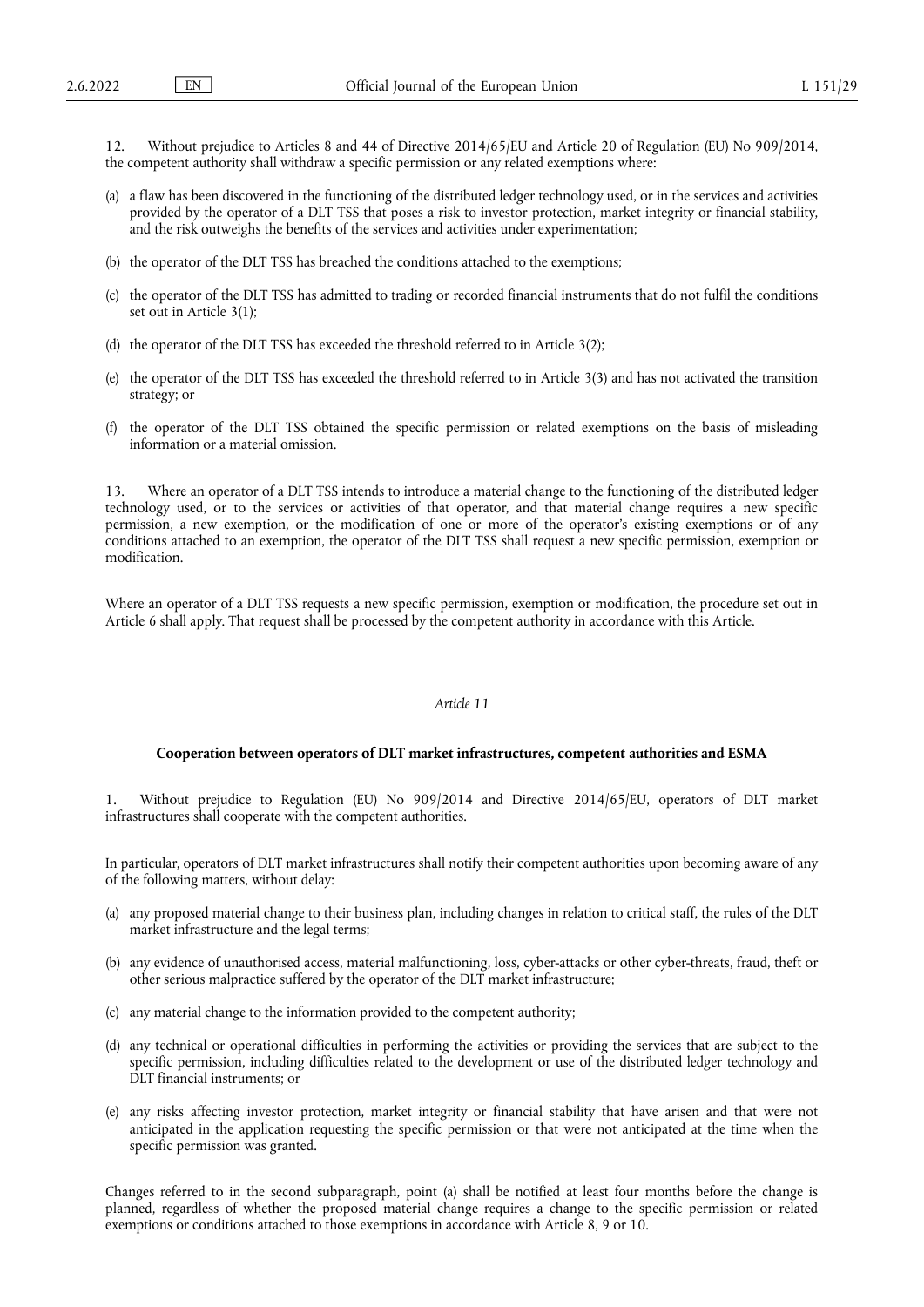12. Without prejudice to Articles 8 and 44 of Directive 2014/65/EU and Article 20 of Regulation (EU) No 909/2014, the competent authority shall withdraw a specific permission or any related exemptions where:

(a) a flaw has been discovered in the functioning of the distributed ledger technology used, or in the services and activities provided by the operator of a DLT TSS that poses a risk to investor protection, market integrity or financial stability, and the risk outweighs the benefits of the services and activities under experimentation;

(b) the operator of the DLT TSS has breached the conditions attached to the exemptions;

(c) the operator of the DLT TSS has admitted to trading or recorded financial instruments that do not fulfil the conditions set out in Article 3(1);

(d) the operator of the DLT TSS has exceeded the threshold referred to in Article 3(2);

(e) the operator of the DLT TSS has exceeded the threshold referred to in Article 3(3) and has not activated the transition strategy; or

(f) the operator of the DLT TSS obtained the specific permission or related exemptions on the basis of misleading information or a material omission.

13. Where an operator of a DLT TSS intends to introduce a material change to the functioning of the distributed ledger technology used, or to the services or activities of that operator, and that material change requires a new specific permission, a new exemption, or the modification of one or more of the operator's existing exemptions or of any conditions attached to an exemption, the operator of the DLT TSS shall request a new specific permission, exemption or modification.

Where an operator of a DLT TSS requests a new specific permission, exemption or modification, the procedure set out in Article 6 shall apply. That request shall be processed by the competent authority in accordance with this Article.

*Article 11*

**Cooperation between operators of DLT market infrastructures, competent authorities and ESMA**

1. Without prejudice to Regulation (EU) No 909/2014 and Directive 2014/65/EU, operators of DLT market infrastructures shall cooperate with the competent authorities.

In particular, operators of DLT market infrastructures shall notify their competent authorities upon becoming aware of any of the following matters, without delay:

(a) any proposed material change to their business plan, including changes in relation to critical staff, the rules of the DLT market infrastructure and the legal terms;

(b) any evidence of unauthorised access, material malfunctioning, loss, cyber-attacks or other cyber-threats, fraud, theft or other serious malpractice suffered by the operator of the DLT market infrastructure;

(c) any material change to the information provided to the competent authority;

(d) any technical or operational difficulties in performing the activities or providing the services that are subject to the specific permission, including difficulties related to the development or use of the distributed ledger technology and DLT financial instruments; or

(e) any risks affecting investor protection, market integrity or financial stability that have arisen and that were not anticipated in the application requesting the specific permission or that were not anticipated at the time when the specific permission was granted.

Changes referred to in the second subparagraph, point (a) shall be notified at least four months before the change is planned, regardless of whether the proposed material change requires a change to the specific permission or related exemptions or conditions attached to those exemptions in accordance with Article 8, 9 or 10.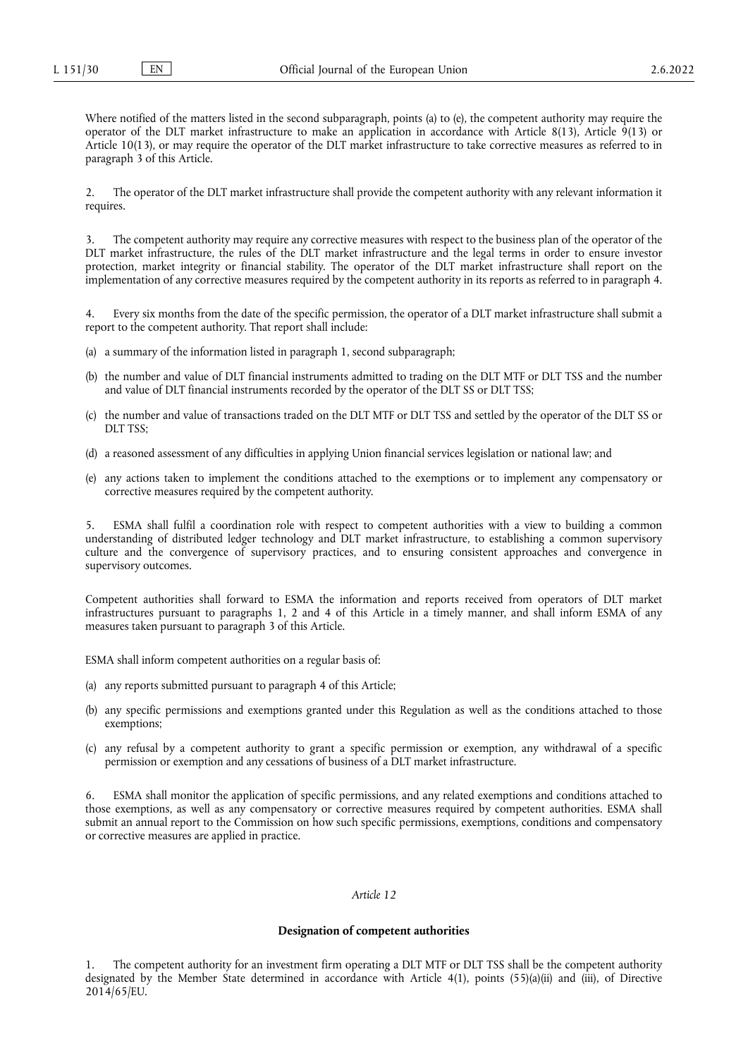Where notified of the matters listed in the second subparagraph, points (a) to (e), the competent authority may require the operator of the DLT market infrastructure to make an application in accordance with Article 8(13), Article 9(13) or Article 10(13), or may require the operator of the DLT market infrastructure to take corrective measures as referred to in paragraph 3 of this Article.

2. The operator of the DLT market infrastructure shall provide the competent authority with any relevant information it requires.

3. The competent authority may require any corrective measures with respect to the business plan of the operator of the DLT market infrastructure, the rules of the DLT market infrastructure and the legal terms in order to ensure investor protection, market integrity or financial stability. The operator of the DLT market infrastructure shall report on the implementation of any corrective measures required by the competent authority in its reports as referred to in paragraph 4.

4. Every six months from the date of the specific permission, the operator of a DLT market infrastructure shall submit a report to the competent authority. That report shall include:

(a) a summary of the information listed in paragraph 1, second subparagraph;

(b) the number and value of DLT financial instruments admitted to trading on the DLT MTF or DLT TSS and the number and value of DLT financial instruments recorded by the operator of the DLT SS or DLT TSS;

(c) the number and value of transactions traded on the DLT MTF or DLT TSS and settled by the operator of the DLT SS or DLT TSS;

(d) a reasoned assessment of any difficulties in applying Union financial services legislation or national law; and

(e) any actions taken to implement the conditions attached to the exemptions or to implement any compensatory or corrective measures required by the competent authority.

5. ESMA shall fulfil a coordination role with respect to competent authorities with a view to building a common understanding of distributed ledger technology and DLT market infrastructure, to establishing a common supervisory culture and the convergence of supervisory practices, and to ensuring consistent approaches and convergence in supervisory outcomes.

Competent authorities shall forward to ESMA the information and reports received from operators of DLT market infrastructures pursuant to paragraphs 1, 2 and 4 of this Article in a timely manner, and shall inform ESMA of any measures taken pursuant to paragraph 3 of this Article.

ESMA shall inform competent authorities on a regular basis of:

(a) any reports submitted pursuant to paragraph 4 of this Article;

(b) any specific permissions and exemptions granted under this Regulation as well as the conditions attached to those exemptions;

(c) any refusal by a competent authority to grant a specific permission or exemption, any withdrawal of a specific permission or exemption and any cessations of business of a DLT market infrastructure.

6. ESMA shall monitor the application of specific permissions, and any related exemptions and conditions attached to those exemptions, as well as any compensatory or corrective measures required by competent authorities. ESMA shall submit an annual report to the Commission on how such specific permissions, exemptions, conditions and compensatory or corrective measures are applied in practice.

*Article 12*

**Designation of competent authorities**

1. The competent authority for an investment firm operating a DLT MTF or DLT TSS shall be the competent authority designated by the Member State determined in accordance with Article 4(1), points (55)(a)(ii) and (iii), of Directive 2014/65/EU.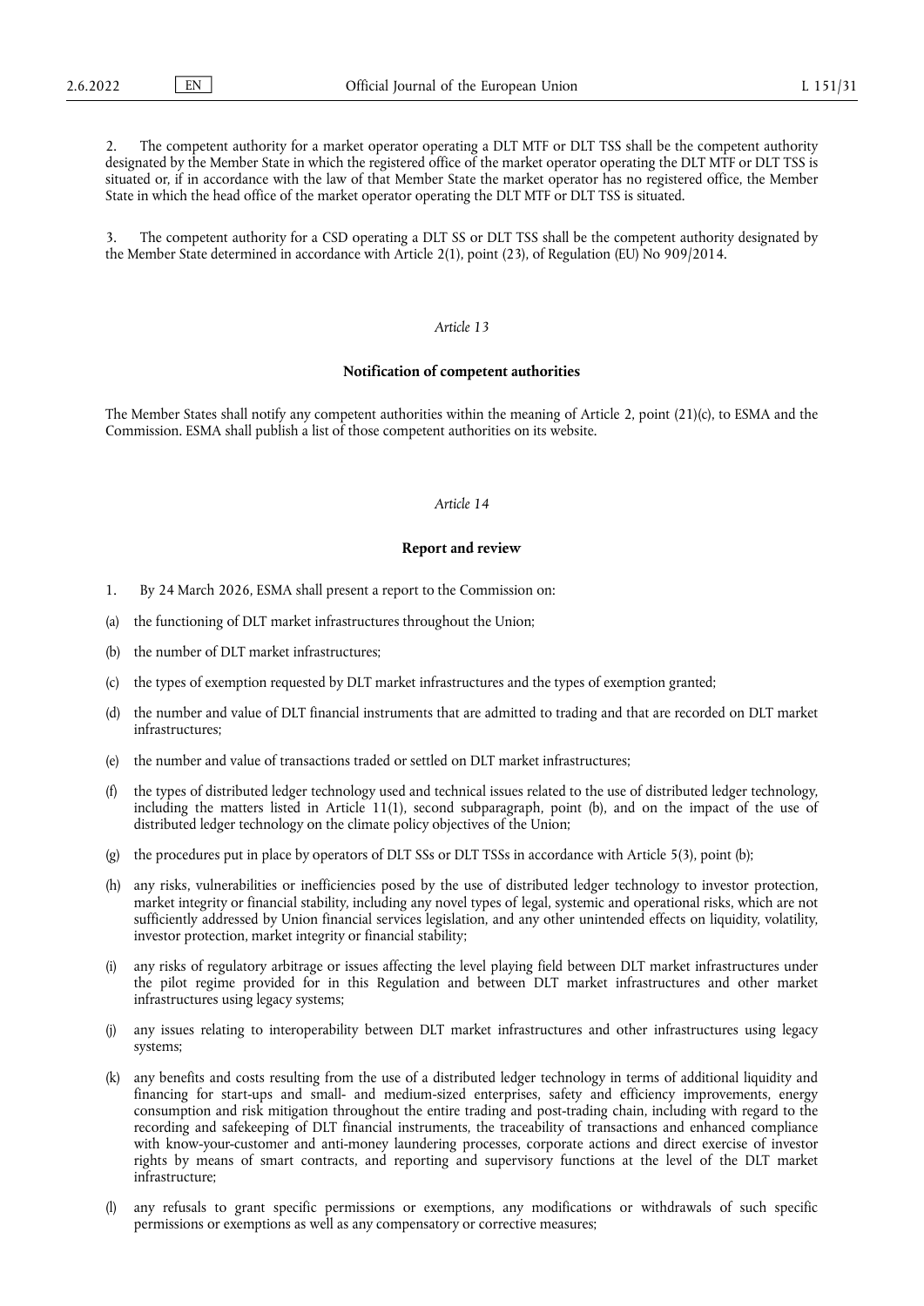2. The competent authority for a market operator operating a DLT MTF or DLT TSS shall be the competent authority designated by the Member State in which the registered office of the market operator operating the DLT MTF or DLT TSS is situated or, if in accordance with the law of that Member State the market operator has no registered office, the Member State in which the head office of the market operator operating the DLT MTF or DLT TSS is situated.

3. The competent authority for a CSD operating a DLT SS or DLT TSS shall be the competent authority designated by the Member State determined in accordance with Article 2(1), point (23), of Regulation (EU) No 909/2014.

*Article 13*

**Notification of competent authorities**

The Member States shall notify any competent authorities within the meaning of Article 2, point (21)(c), to ESMA and the Commission. ESMA shall publish a list of those competent authorities on its website.

*Article 14*

**Report and review**

1. By 24 March 2026, ESMA shall present a report to the Commission on:

(a) the functioning of DLT market infrastructures throughout the Union;

(b) the number of DLT market infrastructures;

(c) the types of exemption requested by DLT market infrastructures and the types of exemption granted;

(d) the number and value of DLT financial instruments that are admitted to trading and that are recorded on DLT market infrastructures;

(e) the number and value of transactions traded or settled on DLT market infrastructures;

(f) the types of distributed ledger technology used and technical issues related to the use of distributed ledger technology, including the matters listed in Article 11(1), second subparagraph, point (b), and on the impact of the use of distributed ledger technology on the climate policy objectives of the Union;

(g) the procedures put in place by operators of DLT SSs or DLT TSSs in accordance with Article 5(3), point (b);

(h) any risks, vulnerabilities or inefficiencies posed by the use of distributed ledger technology to investor protection, market integrity or financial stability, including any novel types of legal, systemic and operational risks, which are not sufficiently addressed by Union financial services legislation, and any other unintended effects on liquidity, volatility, investor protection, market integrity or financial stability;

(i) any risks of regulatory arbitrage or issues affecting the level playing field between DLT market infrastructures under the pilot regime provided for in this Regulation and between DLT market infrastructures and other market infrastructures using legacy systems;

(j) any issues relating to interoperability between DLT market infrastructures and other infrastructures using legacy systems;

(k) any benefits and costs resulting from the use of a distributed ledger technology in terms of additional liquidity and financing for start-ups and small- and medium-sized enterprises, safety and efficiency improvements, energy consumption and risk mitigation throughout the entire trading and post-trading chain, including with regard to the recording and safekeeping of DLT financial instruments, the traceability of transactions and enhanced compliance with know-your-customer and anti-money laundering processes, corporate actions and direct exercise of investor rights by means of smart contracts, and reporting and supervisory functions at the level of the DLT market infrastructure;

(l) any refusals to grant specific permissions or exemptions, any modifications or withdrawals of such specific permissions or exemptions as well as any compensatory or corrective measures;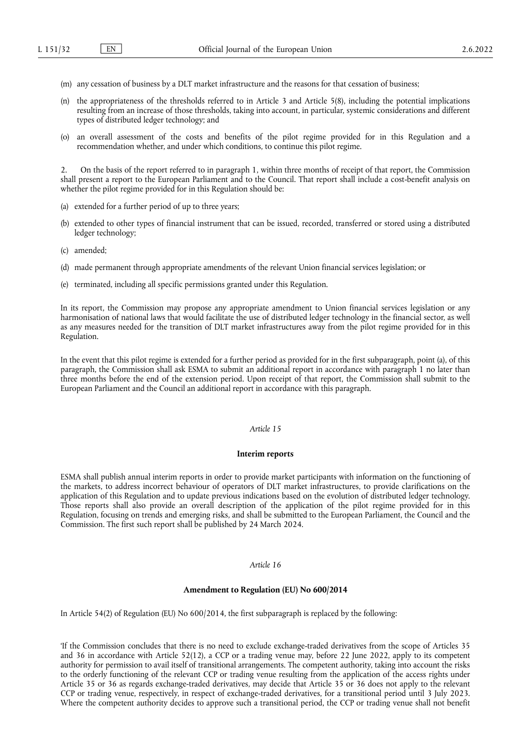(m) any cessation of business by a DLT market infrastructure and the reasons for that cessation of business;

(n) the appropriateness of the thresholds referred to in Article 3 and Article 5(8), including the potential implications resulting from an increase of those thresholds, taking into account, in particular, systemic considerations and different types of distributed ledger technology; and

(o) an overall assessment of the costs and benefits of the pilot regime provided for in this Regulation and a recommendation whether, and under which conditions, to continue this pilot regime.

2. On the basis of the report referred to in paragraph 1, within three months of receipt of that report, the Commission shall present a report to the European Parliament and to the Council. That report shall include a cost-benefit analysis on whether the pilot regime provided for in this Regulation should be:

(a) extended for a further period of up to three years;

(b) extended to other types of financial instrument that can be issued, recorded, transferred or stored using a distributed ledger technology;

(c) amended;

(d) made permanent through appropriate amendments of the relevant Union financial services legislation; or

(e) terminated, including all specific permissions granted under this Regulation.

In its report, the Commission may propose any appropriate amendment to Union financial services legislation or any harmonisation of national laws that would facilitate the use of distributed ledger technology in the financial sector, as well as any measures needed for the transition of DLT market infrastructures away from the pilot regime provided for in this Regulation.

In the event that this pilot regime is extended for a further period as provided for in the first subparagraph, point (a), of this paragraph, the Commission shall ask ESMA to submit an additional report in accordance with paragraph 1 no later than three months before the end of the extension period. Upon receipt of that report, the Commission shall submit to the European Parliament and the Council an additional report in accordance with this paragraph.

*Article 15*

**Interim reports**

ESMA shall publish annual interim reports in order to provide market participants with information on the functioning of the markets, to address incorrect behaviour of operators of DLT market infrastructures, to provide clarifications on the application of this Regulation and to update previous indications based on the evolution of distributed ledger technology. Those reports shall also provide an overall description of the application of the pilot regime provided for in this Regulation, focusing on trends and emerging risks, and shall be submitted to the European Parliament, the Council and the Commission. The first such report shall be published by 24 March 2024.

*Article 16*

**Amendment to Regulation (EU) No 600/2014**

In Article 54(2) of Regulation (EU) No 600/2014, the first subparagraph is replaced by the following:

'If the Commission concludes that there is no need to exclude exchange-traded derivatives from the scope of Articles 35 and 36 in accordance with Article 52(12), a CCP or a trading venue may, before 22 June 2022, apply to its competent authority for permission to avail itself of transitional arrangements. The competent authority, taking into account the risks to the orderly functioning of the relevant CCP or trading venue resulting from the application of the access rights under Article 35 or 36 as regards exchange-traded derivatives, may decide that Article 35 or 36 does not apply to the relevant CCP or trading venue, respectively, in respect of exchange-traded derivatives, for a transitional period until 3 July 2023. Where the competent authority decides to approve such a transitional period, the CCP or trading venue shall not benefit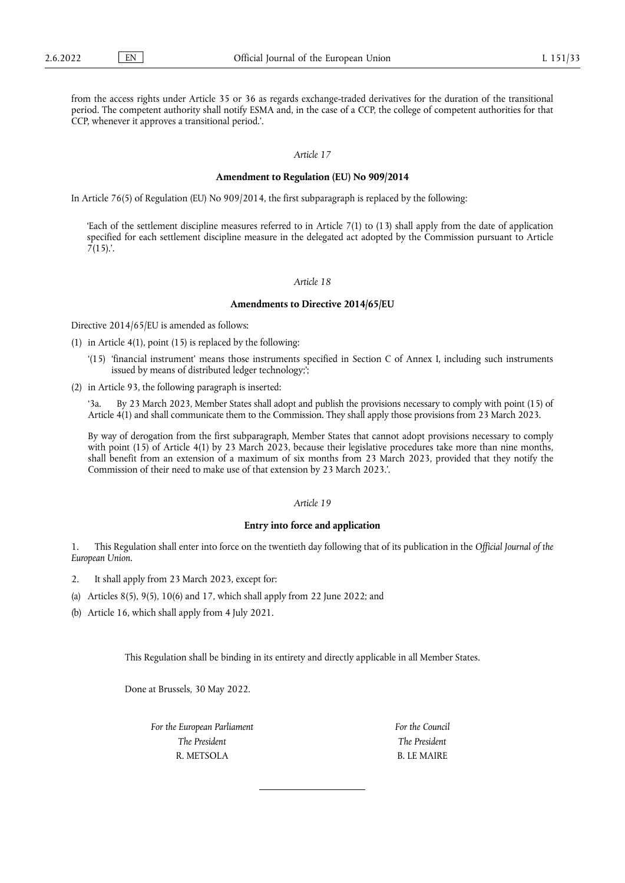from the access rights under Article 35 or 36 as regards exchange-traded derivatives for the duration of the transitional period. The competent authority shall notify ESMA and, in the case of a CCP, the college of competent authorities for that CCP, whenever it approves a transitional period.'.

*Article 17*

**Amendment to Regulation (EU) No 909/2014**

In Article 76(5) of Regulation (EU) No 909/2014, the first subparagraph is replaced by the following:

'Each of the settlement discipline measures referred to in Article 7(1) to (13) shall apply from the date of application specified for each settlement discipline measure in the delegated act adopted by the Commission pursuant to Article 7(15).'.

*Article 18*

**Amendments to Directive 2014/65/EU**

Directive 2014/65/EU is amended as follows:

(1) in Article 4(1), point (15) is replaced by the following:

'(15) 'financial instrument' means those instruments specified in Section C of Annex I, including such instruments issued by means of distributed ledger technology;';

(2) in Article 93, the following paragraph is inserted:

'3a. By 23 March 2023, Member States shall adopt and publish the provisions necessary to comply with point (15) of Article 4(1) and shall communicate them to the Commission. They shall apply those provisions from 23 March 2023.

By way of derogation from the first subparagraph, Member States that cannot adopt provisions necessary to comply with point (15) of Article 4(1) by 23 March 2023, because their legislative procedures take more than nine months, shall benefit from an extension of a maximum of six months from 23 March 2023, provided that they notify the Commission of their need to make use of that extension by 23 March 2023.'.

*Article 19*

**Entry into force and application**

1. This Regulation shall enter into force on the twentieth day following that of its publication in the *Official Journal of the European Union*.

2. It shall apply from 23 March 2023, except for:

(a) Articles 8(5), 9(5), 10(6) and 17, which shall apply from 22 June 2022; and

(b) Article 16, which shall apply from 4 July 2021.

This Regulation shall be binding in its entirety and directly applicable in all Member States.

Done at Brussels, 30 May 2022.

*For the European Parliament*
*The President*
R. METSOLA

*For the Council*
*The President*
B. LE MAIRE